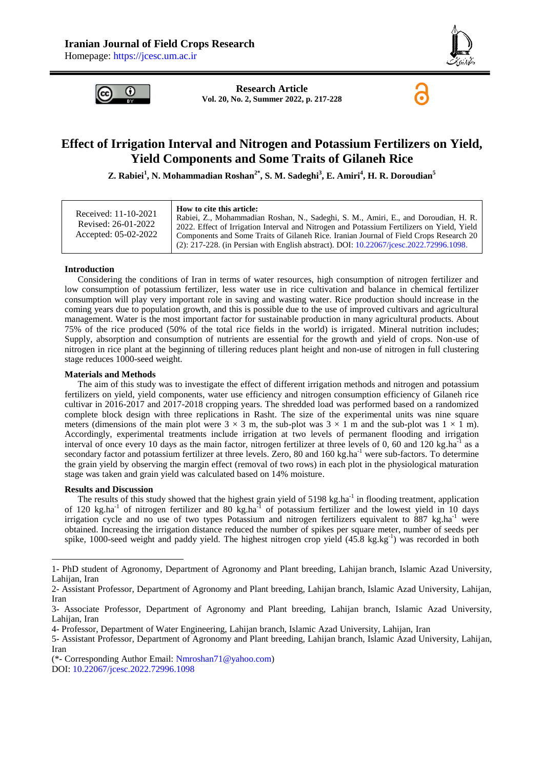**Iranian Journal of Field Crops Research**
Homepage: https://jcesc.um.ac.ir

**Research Article**
**Vol. 20, No. 2, Summer 2022, p. 217-228**

# Effect of Irrigation Interval and Nitrogen and Potassium Fertilizers on Yield, Yield Components and Some Traits of Gilaneh Rice

**Z. Rabiei[1], N. Mohammadian Roshan[2*], S. M. Sadeghi[3], E. Amiri[4], H. R. Doroudian[5]**

| Received: 11-10-2021<br>Revised: 26-01-2022<br>Accepted: 05-02-2022 | **How to cite this article:**<br>Rabiei, Z., Mohammadian Roshan, N., Sadeghi, S. M., Amiri, E., and Doroudian, H. R. 2022. Effect of Irrigation Interval and Nitrogen and Potassium Fertilizers on Yield, Yield Components and Some Traits of Gilaneh Rice. Iranian Journal of Field Crops Research 20 (2): 217-228. (in Persian with English abstract). DOI: 10.22067/jcesc.2022.72996.1098. |
|---|---|

## Introduction

Considering the conditions of Iran in terms of water resources, high consumption of nitrogen fertilizer and low consumption of potassium fertilizer, less water use in rice cultivation and balance in chemical fertilizer consumption will play very important role in saving and wasting water. Rice production should increase in the coming years due to population growth, and this is possible due to the use of improved cultivars and agricultural management. Water is the most important factor for sustainable production in many agricultural products. About 75% of the rice produced (50% of the total rice fields in the world) is irrigated. Mineral nutrition includes; Supply, absorption and consumption of nutrients are essential for the growth and yield of crops. Non-use of nitrogen in rice plant at the beginning of tillering reduces plant height and non-use of nitrogen in full clustering stage reduces 1000-seed weight.

## Materials and Methods

The aim of this study was to investigate the effect of different irrigation methods and nitrogen and potassium fertilizers on yield, yield components, water use efficiency and nitrogen consumption efficiency of Gilaneh rice cultivar in 2016-2017 and 2017-2018 cropping years. The shredded load was performed based on a randomized complete block design with three replications in Rasht. The size of the experimental units was nine square meters (dimensions of the main plot were 3 × 3 m, the sub-plot was 3 × 1 m and the sub-plot was 1 × 1 m). Accordingly, experimental treatments include irrigation at two levels of permanent flooding and irrigation interval of once every 10 days as the main factor, nitrogen fertilizer at three levels of 0, 60 and 120 kg.ha$^{-1}$ as a secondary factor and potassium fertilizer at three levels. Zero, 80 and 160 kg.ha$^{-1}$ were sub-factors. To determine the grain yield by observing the margin effect (removal of two rows) in each plot in the physiological maturation stage was taken and grain yield was calculated based on 14% moisture.

## Results and Discussion

The results of this study showed that the highest grain yield of 5198 kg.ha$^{-1}$ in flooding treatment, application of 120 kg.ha$^{-1}$ of nitrogen fertilizer and 80 kg.ha$^{-1}$ of potassium fertilizer and the lowest yield in 10 days irrigation cycle and no use of two types Potassium and nitrogen fertilizers equivalent to 887 kg.ha$^{-1}$ were obtained. Increasing the irrigation distance reduced the number of spikes per square meter, number of seeds per spike, 1000-seed weight and paddy yield. The highest nitrogen crop yield (45.8 kg.kg$^{-1}$) was recorded in both

---

1- PhD student of Agronomy, Department of Agronomy and Plant breeding, Lahijan branch, Islamic Azad University, Lahijan, Iran
2- Assistant Professor, Department of Agronomy and Plant breeding, Lahijan branch, Islamic Azad University, Lahijan, Iran
3- Associate Professor, Department of Agronomy and Plant breeding, Lahijan branch, Islamic Azad University, Lahijan, Iran
4- Professor, Department of Water Engineering, Lahijan branch, Islamic Azad University, Lahijan, Iran
5- Assistant Professor, Department of Agronomy and Plant breeding, Lahijan branch, Islamic Azad University, Lahijan, Iran
(*- Corresponding Author Email: Nmroshan71@yahoo.com)
DOI: 10.22067/jcesc.2022.72996.1098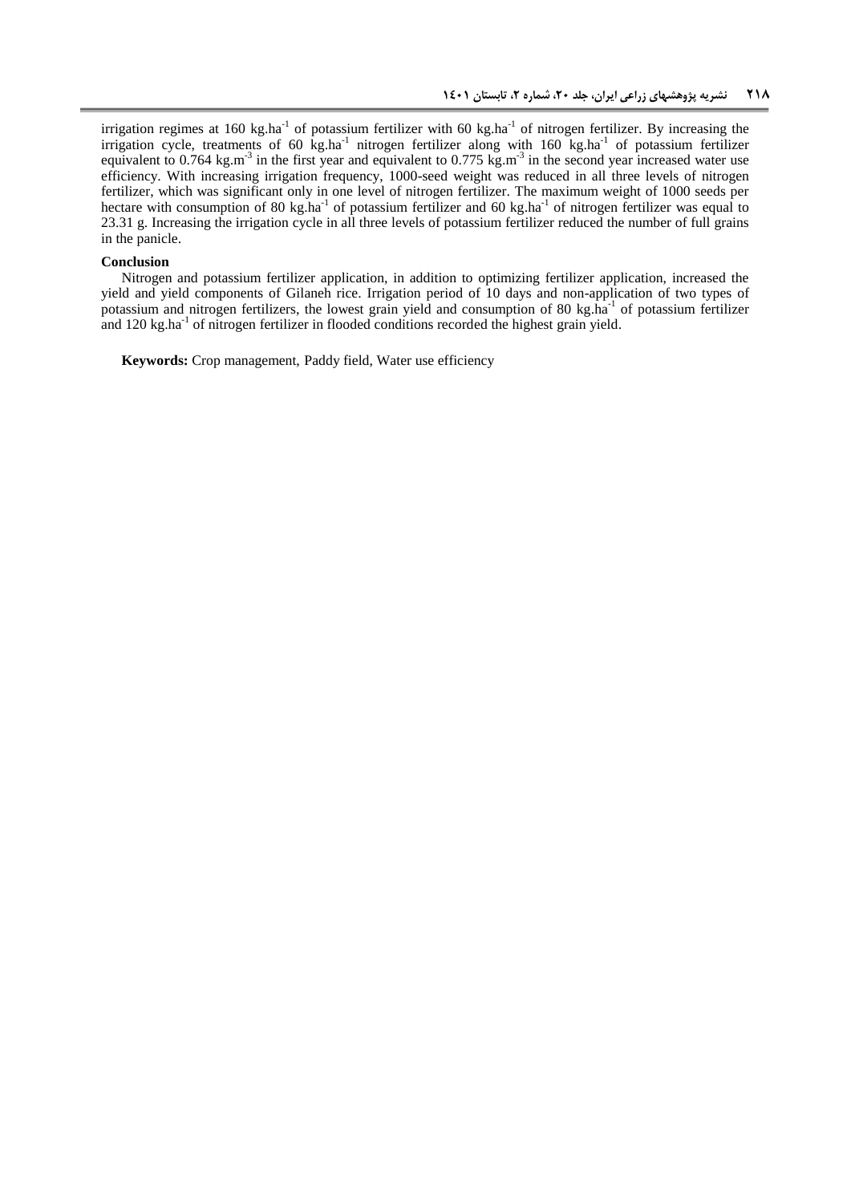irrigation regimes at 160 kg.ha$^{-1}$ of potassium fertilizer with 60 kg.ha$^{-1}$ of nitrogen fertilizer. By increasing the irrigation cycle, treatments of 60 kg.ha$^{-1}$ nitrogen fertilizer along with 160 kg.ha$^{-1}$ of potassium fertilizer equivalent to 0.764 kg.m$^{-3}$ in the first year and equivalent to 0.775 kg.m$^{-3}$ in the second year increased water use efficiency. With increasing irrigation frequency, 1000-seed weight was reduced in all three levels of nitrogen fertilizer, which was significant only in one level of nitrogen fertilizer. The maximum weight of 1000 seeds per hectare with consumption of 80 kg.ha$^{-1}$ of potassium fertilizer and 60 kg.ha$^{-1}$ of nitrogen fertilizer was equal to 23.31 g. Increasing the irrigation cycle in all three levels of potassium fertilizer reduced the number of full grains in the panicle.

**Conclusion**

Nitrogen and potassium fertilizer application, in addition to optimizing fertilizer application, increased the yield and yield components of Gilaneh rice. Irrigation period of 10 days and non-application of two types of potassium and nitrogen fertilizers, the lowest grain yield and consumption of 80 kg.ha$^{-1}$ of potassium fertilizer and 120 kg.ha$^{-1}$ of nitrogen fertilizer in flooded conditions recorded the highest grain yield.

**Keywords:** Crop management, Paddy field, Water use efficiency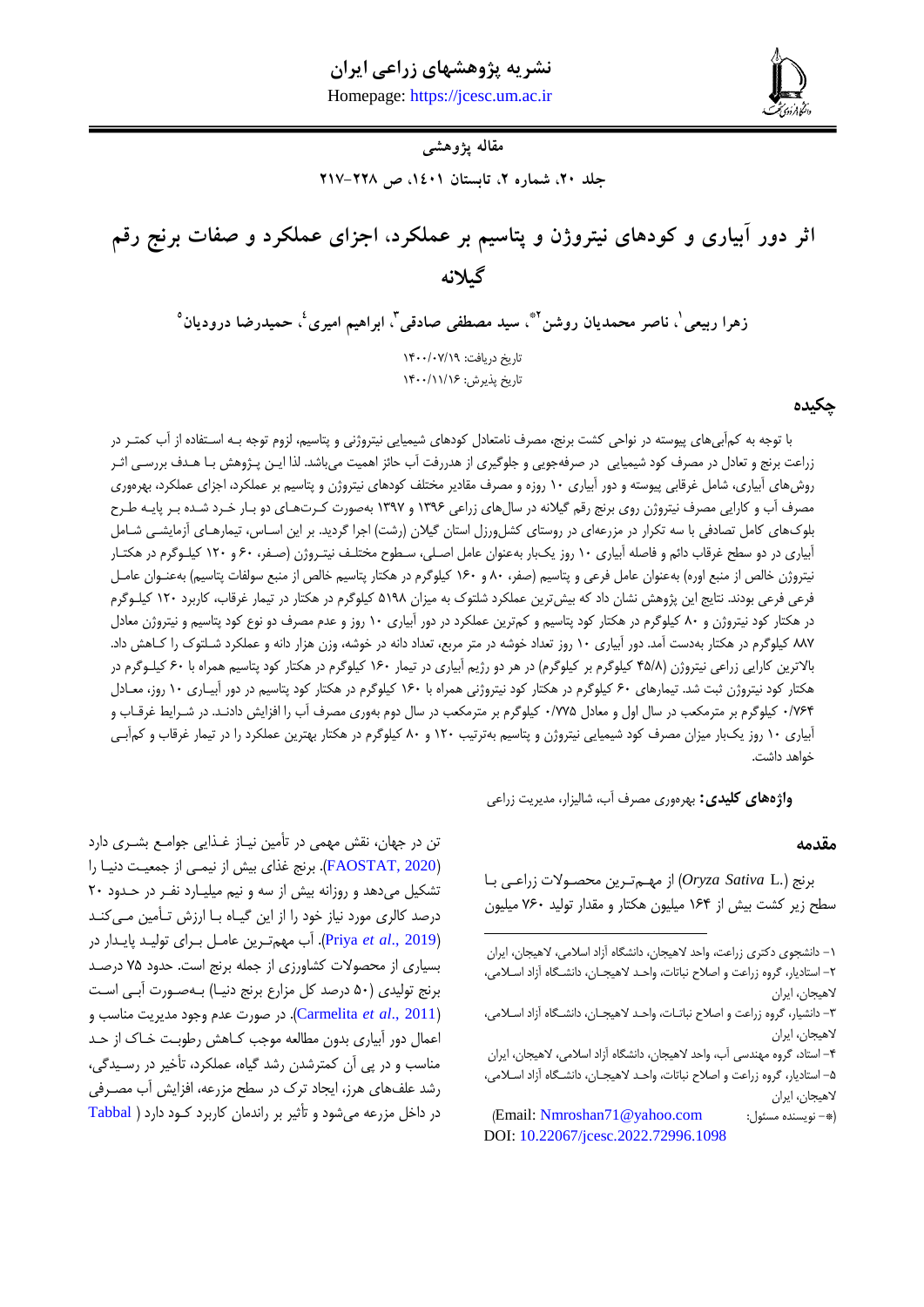**نشریه پژوهشهای زراعی ایران**

Homepage: https://jcesc.um.ac.ir

**مقاله پژوهشی**

# اثر دور آبیاری و کودهای نیتروژن و پتاسیم بر عملکرد، اجزای عملکرد و صفات برنج رقم گیلانه

**زهرا ربیعی[1]، ناصر محمدیان روشن[2]*، سید مصطفی صادقی[3]، ابراهیم امیری[4]، حمیدرضا درودیان[5]**

تاریخ دریافت: ۱۴۰۰/۰۷/۱۹

تاریخ پذیرش: ۱۴۰۰/۱۱/۱۶

## چکیده

با توجه به کم‌آبی‌های پیوسته در نواحی کشت برنج، مصرف نامتعادل کودهای شیمیایی نیتروژنی و پتاسیم، لزوم توجه بـه اسـتفاده از آب کمتـر در زراعت برنج و تعادل در مصرف کود شیمیایی در صرفه‌جویی و جلوگیری از هدررفت آب حائز اهمیت می‌باشد. لذا ایـن پـژوهش بـا هـدف بررسـی اثـر روش‌های آبیاری، شامل غرقابی پیوسته و دور آبیاری ۱۰ روزه و مصرف مقادیر مختلف کودهای نیتروژن و پتاسیم بر عملکرد، اجزای عملکرد، بهره‌وری مصرف آب و کارایی مصرف نیتروژن روی برنج رقم گیلانه در سال‌های زراعی ۱۳۹۶ و ۱۳۹۷ به‌صورت کـرت‌هـای دو بـار خـرد شـده بـر پایـه طـرح بلوک‌های کامل تصادفی با سه تکرار در مزرعه‌ای در روستای کشل‌ورزل استان گیلان (رشت) اجرا گردید. بر این اسـاس، تیمارهـای آزمایشـی شـامل آبیاری در دو سطح غرقاب دائم و فاصله آبیاری ۱۰ روز یک‌بار به‌عنوان عامل اصـلی، سـطوح مختلـف نیتـروژن (صـفر، ۶۰ و ۱۲۰ کیلـوگرم در هکتـار نیتروژن خالص از منبع اوره) به‌عنوان عامل فرعی و پتاسیم (صفر، ۸۰ و ۱۶۰ کیلوگرم در هکتار پتاسیم خالص از منبع سولفات پتاسیم) به‌عنـوان عامـل فرعی فرعی بودند. نتایج این پژوهش نشان داد که بیش‌ترین عملکرد شلتوک به میزان ۵۱۹۸ کیلوگرم در هکتار در تیمار غرقاب، کاربرد ۱۲۰ کیلـوگرم در هکتار کود نیتروژن و ۸۰ کیلوگرم در هکتار کود پتاسیم و کم‌ترین عملکرد در دور آبیاری ۱۰ روز و عدم مصرف دو نوع کود پتاسیم و نیتروژن معادل ۸۸۷ کیلوگرم در هکتار به‌دست آمد. دور آبیاری ۱۰ روز تعداد خوشه در متر مربع، تعداد دانه در خوشه، وزن هزار دانه و عملکرد شـلتوک را کـاهش داد. بالاترین کارایی زراعی نیتروژن (۴۵/۸ کیلوگرم بر کیلوگرم) در هر دو رژیم آبیاری در تیمار ۱۶۰ کیلوگرم در هکتار کود پتاسیم همراه با ۶۰ کیلـوگرم در هکتار کود نیتروژن ثبت شد. تیمارهای ۶۰ کیلوگرم در هکتار کود نیتروژنی همراه با ۱۶۰ کیلوگرم در هکتار کود پتاسیم در دور آبیـاری ۱۰ روز، معـادل ۰/۷۶۴ کیلوگرم بر مترمکعب در سال اول و معادل ۰/۷۷۵ کیلوگرم بر مترمکعب در سال دوم بهوری مصرف آب را افزایش دادنـد. در شـرایط غرقـاب و آبیاری ۱۰ روز یک‌بار میزان مصرف کود شیمیایی نیتروژن و پتاسیم به‌ترتیب ۱۲۰ و ۸۰ کیلوگرم در هکتار بهترین عملکرد را در تیمار غرقاب و کم‌آبـی خواهد داشت.

**واژه‌های کلیدی:** بهره‌وری مصرف آب، شالیزار، مدیریت زراعی

## مقدمه

برنج (*Oryza Sativa* L.) از مهـم‌تـرین محصـولات زراعـی بـا سطح زیر کشت بیش از ۱۶۴ میلیون هکتار و مقدار تولید ۷۶۰ میلیون تن در جهان، نقش مهمی در تأمین نیـاز غـذایی جوامـع بشـری دارد (FAOSTAT, 2020). برنج غذای بیش از نیمـی از جمعیـت دنیـا را تشکیل می‌دهد و روزانه بیش از سه و نیم میلیـارد نفـر در حـدود ۲۰ درصد کالری مورد نیاز خود را از این گیـاه بـا ارزش تـأمین مـی‌کنـد (Priya *et al*., 2019). آب مهم‌تـرین عامـل بـرای تولیـد پایـدار در بسیاری از محصولات کشاورزی از جمله برنج است. حدود ۷۵ درصـد برنج تولیدی (۵۰ درصد کل مزارع برنج دنیـا) بـه‌صـورت آبـی اسـت (Carmelita *et al*., 2011). در صورت عدم وجود مدیریت مناسب و اعمال دور آبیاری بدون مطالعه موجب کـاهش رطوبـت خـاک از حـد مناسب و در پی آن کمترشدن رشد گیاه، عملکرد، تأخیر در رسـیدگی، رشد علف‌های هرز، ایجاد ترک در سطح مزرعه، افزایش آب مصـرفی در داخل مزرعه می‌شود و تأثیر بر راندمان کاربرد کـود دارد ( Tabbal

---

۱- دانشجوی دکتری زراعت، واحد لاهیجان، دانشگاه آزاد اسلامی، لاهیجان، ایران

۲- استادیار، گروه زراعت و اصلاح نباتات، واحـد لاهیجـان، دانشـگاه آزاد اسـلامی، لاهیجان، ایران

۳- دانشیار، گروه زراعت و اصلاح نباتـات، واحـد لاهیجـان، دانشـگاه آزاد اسـلامی، لاهیجان، ایران

۴- استاد، گروه مهندسی آب، واحد لاهیجان، دانشگاه آزاد اسلامی، لاهیجان، ایران

۵- استادیار، گروه زراعت و اصلاح نباتات، واحـد لاهیجـان، دانشـگاه آزاد اسـلامی، لاهیجان، ایران

(*- نویسنده مسئول: Email: Nmroshan71@yahoo.com)

DOI: 10.22067/jcesc.2022.72996.1098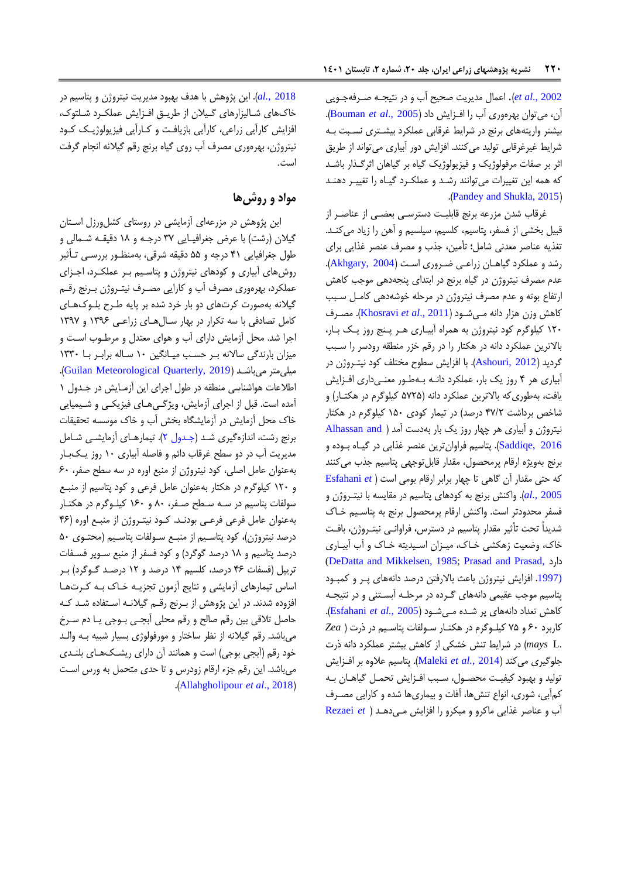*et al*., 2002). اعمال مدیریت صحیح آب و در نتیجه صرفه‌جویی آن، می‌توان بهره‌وری آب را افزایش داد (Bouman *et al*., 2005). بیشتر واریته‌های برنج در شرایط غرقابی عملکرد بیشتری نسبت به شرایط غیرغرقابی تولید می‌کنند. افزایش دور آبیاری می‌تواند از طریق اثر بر صفات مرفولوژیک و فیزیولوژیک گیاه بر گیاهان اثرگذار باشد که همه این تغییرات می‌توانند رشد و عملکرد گیاه را تغییر دهند (Pandey and Shukla, 2015).

غرقاب شدن مزرعه برنج قابلیت دسترسی بعضی از عناصر از قبیل بخشی از فسفر، پتاسیم، کلسیم، سیلسیم و آهن را زیاد می‌کند. تغذیه عناصر معدنی شامل؛ تأمین، جذب و مصرف عنصر غذایی برای رشد و عملکرد گیاهان زراعی ضروری است (Akhgary, 2004). عدم مصرف نیتروژن در گیاه برنج در ابتدای پنجه‌دهی موجب کاهش ارتفاع بوته و عدم مصرف نیتروژن در مرحله خوشه‌دهی کامل سبب کاهش وزن هزار دانه می‌شود (Khosravi *et al*., 2011). مصرف ۱۲۰ کیلوگرم کود نیتروژن به همراه آبیاری هر پنج روز یک بار، بالاترین عملکرد دانه در هکتار را در رقم خزر منطقه رودسر را سبب گردید (Ashouri, 2012). با افزایش سطوح مختلف کود نیتروژن در آبیاری هر ۴ روز یک بار، عملکرد دانه به‌طور معنی‌داری افزایش یافت، به‌طوری‌که بالاترین عملکرد دانه (۵۷۲۵ کیلوگرم در هکتار) و شاخص برداشت (۴۷/۲ درصد) در تیمار کودی ۱۵۰ کیلوگرم در هکتار نیتروژن و آبیاری هر چهار روز یک بار به‌دست آمد (Alhassan and Saddiqe, 2016). پتاسیم فراوان‌ترین عنصر غذایی در گیاه بوده و برنج به‌ویژه ارقام پرمحصول، مقدار قابل‌توجهی پتاسیم جذب می‌کنند که حتی مقدار آن گاهی تا چهار برابر ارقام بومی است (Esfahani *et al*., 2005). واکنش برنج به کودهای پتاسیم در مقایسه با نیتروژن و فسفر محدودتر است. واکنش ارقام پرمحصول برنج به پتاسیم خاک شدیداً تحت تأثیر مقدار پتاسیم در دسترس، فراوانی نیتروژن، بافت خاک، وضعیت زهکشی خاک، میزان اسیدیته خاک و آب آبیاری دارد (DeDatta and Mikkelsen, 1985; Prasad and Prasad, 1997). افزایش نیتروژن باعث بالارفتن درصد دانه‌های پر و کمبود پتاسیم موجب عقیمی دانه‌های گرده در مرحله آبستنی و در نتیجه کاهش تعداد دانه‌های پر شده می‌شود (Esfahani *et al*., 2005). کاربرد ۶۰ و ۷۵ کیلوگرم در هکتار سولفات پتاسیم در ذرت (*Zea mays* L.) در شرایط تنش خشکی از کاهش بیشتر عملکرد دانه ذرت جلوگیری می‌کند (Maleki *et al*., 2014). پتاسیم علاوه بر افزایش تولید و بهبود کیفیت محصول، سبب افزایش تحمل گیاهان به کم‌آبی، شوری، انواع تنش‌ها، آفات و بیماری‌ها شده و کارایی مصرف آب و عناصر غذایی ماکرو و میکرو را افزایش می‌دهد (Rezaei *et al*., 2018). این پژوهش با هدف بهبود مدیریت نیتروژن و پتاسیم در خاک‌های شالیزارهای گیلان از طریق افزایش عملکرد شلتوک، افزایش کارآیی زراعی، کارآیی بازیافت و کارآیی فیزیولوژیک کود نیتروژن، بهره‌وری مصرف آب روی گیاه برنج رقم گیلانه انجام گرفت است.

## مواد و روش‌ها

این پژوهش در مزرعه‌ای آزمایشی در روستای کشل‌ورزل استان گیلان (رشت) با عرض جغرافیایی ۳۷ درجه و ۱۸ دقیقه شمالی و طول جغرافیایی ۴۱ درجه و ۵۵ دقیقه شرقی، به‌منظور بررسی تأثیر روش‌های آبیاری و کودهای نیتروژن و پتاسیم بر عملکرد، اجزای عملکرد، بهره‌وری مصرف آب و کارایی مصرف نیتروژن برنج رقم گیلانه به‌صورت کرت‌های دو بار خرد شده بر پایه طرح بلوک‌های کامل تصادفی با سه تکرار در بهار سال‌های زراعی ۱۳۹۶ و ۱۳۹۷ اجرا شد. محل آزمایش دارای آب و هوای معتدل و مرطوب است و میزان بارندگی سالانه بر حسب میانگین ۱۰ ساله برابر با ۱۳۳۰ میلی‌متر می‌باشد (Guilan Meteorological Quarterly, 2019). اطلاعات هواشناسی منطقه در طول اجرای این آزمایش در جدول ۱ آمده است. قبل از اجرای آزمایش، ویژگی‌های فیزیکی و شیمیایی خاک محل آزمایش در آزمایشگاه بخش آب و خاک موسسه تحقیقات برنج رشت، اندازه‌گیری شد (جدول ۲). تیمارهای آزمایشی شامل مدیریت آب در دو سطح غرقاب دائم و فاصله آبیاری ۱۰ روز یک‌بار به‌عنوان عامل اصلی، کود نیتروژن از منبع اوره در سه سطح صفر، ۶۰ و ۱۲۰ کیلوگرم در هکتار به‌عنوان عامل فرعی و کود پتاسیم از منبع سولفات پتاسیم در سه سطح صفر، ۸۰ و ۱۶۰ کیلوگرم در هکتار به‌عنوان عامل فرعی فرعی بودند. کود نیتروژن از منبع اوره (۴۶ درصد نیتروژن)، کود پتاسیم از منبع سولفات پتاسیم (محتوی ۵۰ درصد پتاسیم و ۱۸ درصد گوگرد) و کود فسفر از منبع سوپر فسفات تریپل (فسفات ۴۶ درصد، کلسیم ۱۴ درصد و ۱۲ درصد گوگرد) بر اساس تیمارهای آزمایشی و نتایج آزمون تجزیه خاک به کرت‌ها افزوده شدند. در این پژوهش از برنج رقم گیلانه استفاده شد که حاصل تلاقی بین رقم صالح و رقم محلی آبجی بوجی یا دم سرخ می‌باشد. رقم گیلانه از نظر ساختار و مورفولوژی بسیار شبیه به والد خود رقم (آبجی بوجی) است و همانند آن دارای ریشک‌های بلندی می‌باشد. این رقم جزء ارقام زودرس و تا حدی متحمل به ورس است (Allahgholipour *et al*., 2018).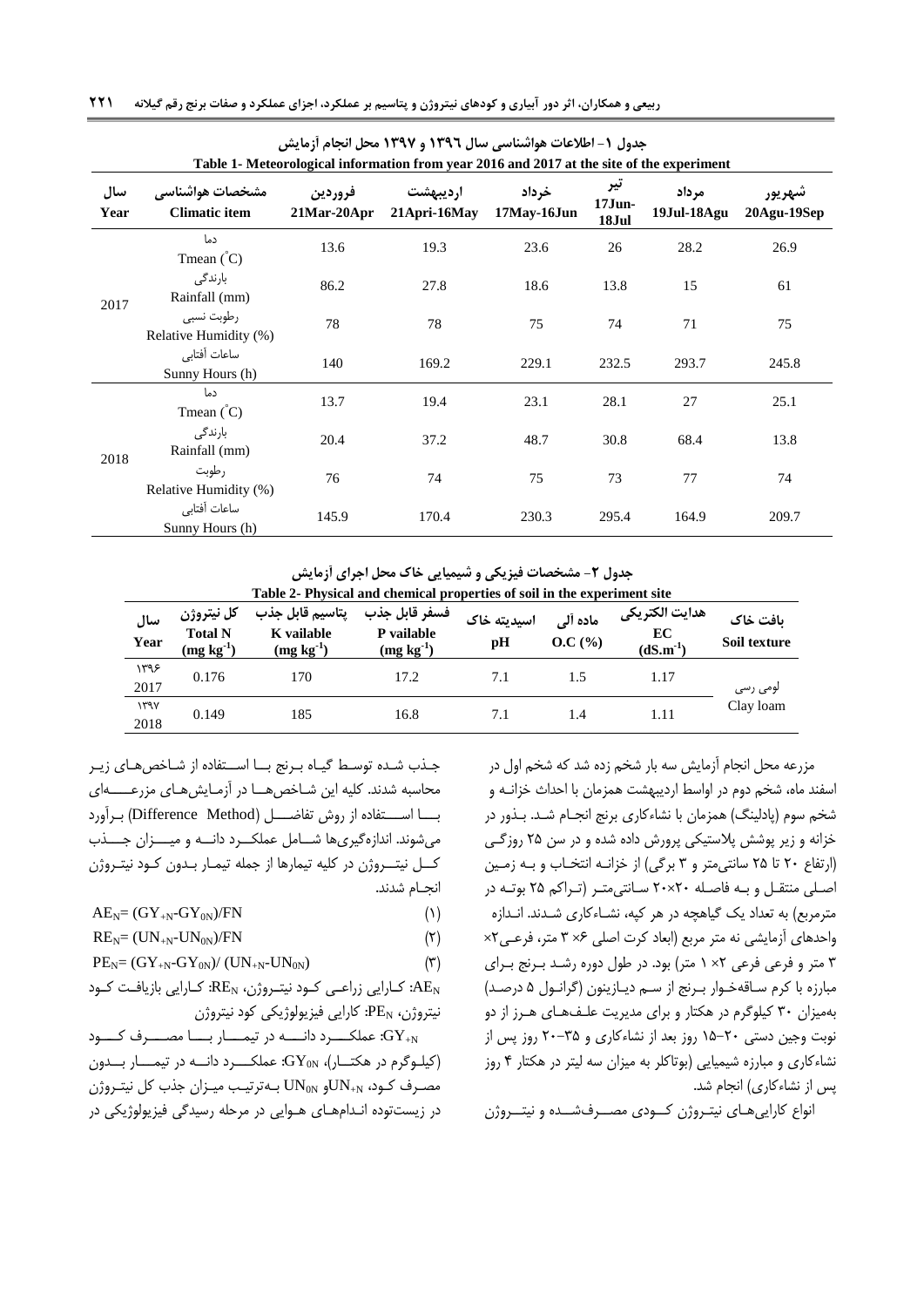جدول ۱- اطلاعات هواشناسی سال ۱۳۹٦ و ۱۳۹۷ محل انجام آزمایش

Table 1- Meteorological information from year 2016 and 2017 at the site of the experiment

| سال Year | مشخصات هواشناسی Climatic item | فروردین 21Mar-20Apr | اردیبهشت 21Apri-16May | خرداد 17May-16Jun | تیر 17Jun-18Jul | مرداد 19Jul-18Agu | شهریور 20Agu-19Sep |
|---|---|---|---|---|---|---|---|
| 2017 | دما Tmean (°C) | 13.6 | 19.3 | 23.6 | 26 | 28.2 | 26.9 |
| | بارندگی Rainfall (mm) | 86.2 | 27.8 | 18.6 | 13.8 | 15 | 61 |
| | رطوبت نسبی Relative Humidity (%) | 78 | 78 | 75 | 74 | 71 | 75 |
| | ساعات آفتابی Sunny Hours (h) | 140 | 169.2 | 229.1 | 232.5 | 293.7 | 245.8 |
| 2018 | دما Tmean (°C) | 13.7 | 19.4 | 23.1 | 28.1 | 27 | 25.1 |
| | بارندگی Rainfall (mm) | 20.4 | 37.2 | 48.7 | 30.8 | 68.4 | 13.8 |
| | رطوبت Relative Humidity (%) | 76 | 74 | 75 | 73 | 77 | 74 |
| | ساعات آفتابی Sunny Hours (h) | 145.9 | 170.4 | 230.3 | 295.4 | 164.9 | 209.7 |

جدول ۲- مشخصات فیزیکی و شیمیایی خاک محل اجرای آزمایش

Table 2- Physical and chemical properties of soil in the experiment site

| سال Year | کل نیتروژن Total N ($mg\ kg^{-1}$) | پتاسیم قابل جذب K vailable ($mg\ kg^{-1}$) | فسفر قابل جذب P vailable ($mg\ kg^{-1}$) | اسیدیته خاک pH | ماده آلی O.C (%) | هدایت الکتریکی EC ($dS.m^{-1}$) | بافت خاک Soil texture |
|---|---|---|---|---|---|---|---|
| ۱۳۹۶ 2017 | 0.176 | 170 | 17.2 | 7.1 | 1.5 | 1.17 | لومی رسی Clay loam |
| ۱۳۹۷ 2018 | 0.149 | 185 | 16.8 | 7.1 | 1.4 | 1.11 | |

مزرعه محل انجام آزمایش سه بار شخم زده شد که شخم اول در اسفند ماه، شخم دوم در اواسط اردیبهشت همزمان با احداث خزانه و شخم سوم (پادلینگ) همزمان با نشاءکاری برنج انجام شد. بذور در خزانه و زیر پوشش پلاستیکی پرورش داده شده و در سن ۲۵ روزگی (ارتفاع ۲۰ تا ۲۵ سانتی‌متر و ۳ برگی) از خزانه انتخاب و به زمین اصلی منتقل و به فاصله ۲۰×۲۰ سانتی‌متر (تراکم ۲۵ بوته در مترمربع) به تعداد یک گیاهچه در هر کپه، نشاءکاری شدند. اندازه واحدهای آزمایشی نه متر مربع (ابعاد کرت اصلی ۶× ۳ متر، فرعی۲× ۳ متر و فرعی فرعی ۲× ۱ متر) بود. در طول دوره رشد برنج برای مبارزه با کرم ساقه‌خوار برنج از سم دیازینون (گرانول ۵ درصد) به‌میزان ۳۰ کیلوگرم در هکتار و برای مدیریت علف‌های هرز از دو نوبت وجین دستی ۲۰-۱۵ روز بعد از نشاءکاری و ۳۵-۲۰ روز پس از نشاءکاری و مبارزه شیمیایی (بوتاکلر به میزان سه لیتر در هکتار ۴ روز پس از نشاءکاری) انجام شد.

انواع کارایی‌های نیتروژن کودی مصرف‌شده و نیتروژن جذب شده توسط گیاه برنج با استفاده از شاخص‌های زیر محاسبه شدند. کلیه این شاخص‌ها در آزمایش‌های مزرعه‌ای با استفاده از روش تفاضل (Difference Method) برآورد می‌شوند. اندازه‌گیری‌ها شامل عملکرد دانه و میزان جذب کل نیتروژن در کلیه تیمارها از جمله تیمار بدون کود نیتروژن انجام شدند.

$$AE_N = (GY_{+N} - GY_{0N})/FN \quad (۱)$$

$$RE_N = (UN_{+N} - UN_{0N})/FN \quad (۲)$$

$$PE_N = (GY_{+N} - GY_{0N})/(UN_{+N} - UN_{0N}) \quad (۳)$$

$AE_N$: کارایی زراعی کود نیتروژن، $RE_N$: کارایی بازیافت کود نیتروژن، $PE_N$: کارایی فیزیولوژیکی کود نیتروژن

$GY_{+N}$: عملکرد دانه در تیمار با مصرف کود (کیلوگرم در هکتار)، $GY_{0N}$: عملکرد دانه در تیمار بدون مصرف کود، $UN_{+N}$و $UN_{0N}$ به‌ترتیب میزان جذب کل نیتروژن در زیست‌توده اندام‌های هوایی در مرحله رسیدگی فیزیولوژیکی در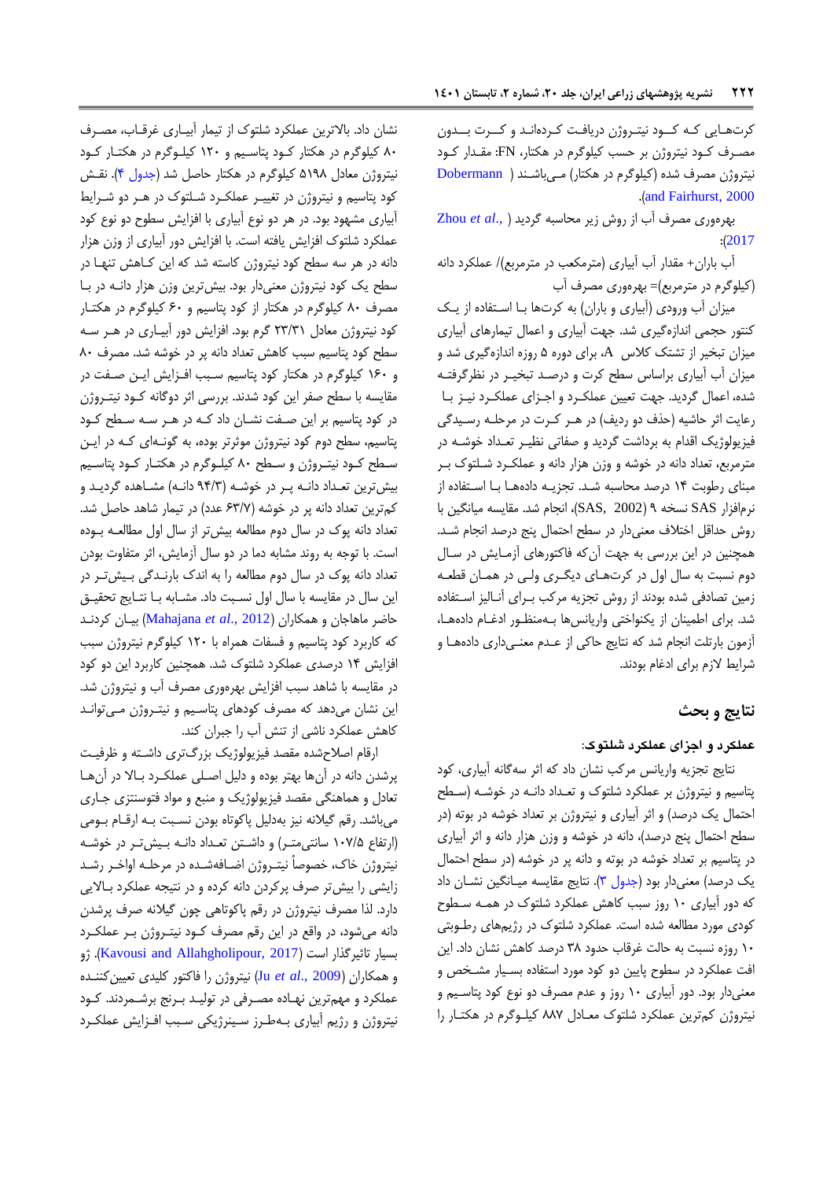کرت‌هایی که کود نیتروژن دریافت کرده‌اند و کرت بدون مصرف کود نیتروژن بر حسب کیلوگرم در هکتار، FN: مقدار کود نیتروژن مصرف شده (کیلوگرم در هکتار) می‌باشند (Dobermann and Fairhurst, 2000).

بهره‌وری مصرف آب از روش زیر محاسبه گردید (Zhou *et al*., 2017):

آب باران+ مقدار آب آبیاری (مترمکعب در مترمربع)/ عملکرد دانه (کیلوگرم در مترمربع)= بهره‌وری مصرف آب

میزان آب ورودی (آبیاری و باران) به کرت‌ها با استفاده از یک کنتور حجمی اندازه‌گیری شد. جهت آبیاری و اعمال تیمارهای آبیاری میزان تبخیر از تشتک کلاس A، برای دوره ۵ روزه اندازه‌گیری شد و میزان آب آبیاری براساس سطح کرت و درصد تبخیر در نظرگرفته شده، اعمال گردید. جهت تعیین عملکرد و اجزای عملکرد نیز با رعایت اثر حاشیه (حذف دو ردیف) در هر کرت در مرحله رسیدگی فیزیولوژیک اقدام به برداشت گردید و صفاتی نظیر تعداد خوشه در مترمربع، تعداد دانه در خوشه و وزن هزار دانه و عملکرد شلتوک بر مبنای رطوبت ۱۴ درصد محاسبه شد. تجزیه داده‌ها با استفاده از نرم‌افزار SAS نسخه ۹ (SAS, 2002)، انجام شد. مقایسه میانگین با روش حداقل اختلاف معنی‌دار در سطح احتمال پنج درصد انجام شد. همچنین در این بررسی به جهت آن‌که فاکتورهای آزمایش در سال دوم نسبت به سال اول در کرت‌های دیگری ولی در همان قطعه زمین تصادفی شده بودند از روش تجزیه مرکب برای آنالیز استفاده شد. برای اطمینان از یکنواختی واریانس‌ها به‌منظور ادغام داده‌ها، آزمون بارتلت انجام شد که نتایج حاکی از عدم معنی‌داری داده‌ها و شرایط لازم برای ادغام بودند.

## نتایج و بحث

### عملکرد و اجزای عملکرد شلتوک:

نتایج تجزیه واریانس مرکب نشان داد که اثر سه‌گانه آبیاری، کود پتاسیم و نیتروژن بر عملکرد شلتوک و تعداد دانه در خوشه (سطح احتمال یک درصد) و اثر آبیاری و نیتروژن بر تعداد خوشه در بوته (در سطح احتمال پنج درصد)، دانه در خوشه و وزن هزار دانه و اثر آبیاری در پتاسیم بر تعداد خوشه در بوته و دانه پر در خوشه (در سطح احتمال یک درصد) معنی‌دار بود (جدول ۳). نتایج مقایسه میانگین نشان داد که دور آبیاری ۱۰ روز سبب کاهش عملکرد شلتوک در همه سطوح کودی مورد مطالعه شده است. عملکرد شلتوک در رژیم‌های رطوبتی ۱۰ روزه نسبت به حالت غرقاب حدود ۳۸ درصد کاهش نشان داد. این افت عملکرد در سطوح پایین دو کود مورد استفاده بسیار مشخص و معنی‌دار بود. دور آبیاری ۱۰ روز و عدم مصرف دو نوع کود پتاسیم و نیتروژن کم‌ترین عملکرد شلتوک معادل ۸۸۷ کیلوگرم در هکتار را نشان داد. بالاترین عملکرد شلتوک از تیمار آبیاری غرقاب، مصرف ۸۰ کیلوگرم در هکتار کود پتاسیم و ۱۲۰ کیلوگرم در هکتار کود نیتروژن معادل ۵۱۹۸ کیلوگرم در هکتار حاصل شد (جدول ۴). نقش کود پتاسیم و نیتروژن در تغییر عملکرد شلتوک در هر دو شرایط آبیاری مشهود بود. در هر دو نوع آبیاری با افزایش سطوح دو نوع کود عملکرد شلتوک افزایش یافته است. با افزایش دور آبیاری از وزن هزار دانه در هر سه سطح کود نیتروژن کاسته شد که این کاهش تنها در سطح یک کود نیتروژن معنی‌دار بود. بیش‌ترین وزن هزار دانه در با مصرف ۸۰ کیلوگرم در هکتار از کود پتاسیم و ۶۰ کیلوگرم در هکتار کود نیتروژن معادل ۲۳/۳۱ گرم بود. افزایش دور آبیاری در هر سه سطح کود پتاسیم سبب کاهش تعداد دانه پر در خوشه شد. مصرف ۸۰ و ۱۶۰ کیلوگرم در هکتار کود پتاسیم سبب افزایش این صفت در مقایسه با سطح صفر این کود شدند. بررسی اثر دوگانه کود نیتروژن در کود پتاسیم بر این صفت نشان داد که در هر سه سطح کود پتاسیم، سطح دوم کود نیتروژن موثرتر بوده، به گونه‌ای که در این سطح کود نیتروژن و سطح ۸۰ کیلوگرم در هکتار کود پتاسیم بیش‌ترین تعداد دانه پر در خوشه (۹۴/۳ دانه) مشاهده گردید و کم‌ترین تعداد دانه پر در خوشه (۶۳/۷ عدد) در تیمار شاهد حاصل شد. تعداد دانه پوک در سال دوم مطالعه بیش‌تر از سال اول مطالعه بوده است. با توجه به روند مشابه دما در دو سال آزمایش، اثر متفاوت بودن تعداد دانه پوک در سال دوم مطالعه را به اندک بارندگی بیش‌تر در این سال در مقایسه با سال اول نسبت داد. مشابه با نتایج تحقیق حاضر ماهاجان و همکاران (Mahajana *et al*., 2012) بیان کردند که کاربرد کود پتاسیم و فسفات همراه با ۱۲۰ کیلوگرم نیتروژن سبب افزایش ۱۴ درصدی عملکرد شلتوک شد. همچنین کاربرد این دو کود در مقایسه با شاهد سبب افزایش بهره‌وری مصرف آب و نیتروژن شد. این نشان می‌دهد که مصرف کودهای پتاسیم و نیتروژن می‌توانند کاهش عملکرد ناشی از تنش آب را جبران کند.

ارقام اصلاح‌شده مقصد فیزیولوژیک بزرگ‌تری داشته و ظرفیت پرشدن دانه در آن‌ها بهتر بوده و دلیل اصلی عملکرد بالا در آن‌ها تعادل و هماهنگی مقصد فیزیولوژیک و منبع و مواد فتوسنتزی جاری می‌باشد. رقم گیلانه نیز به‌دلیل پاکوتاه بودن نسبت به ارقام بومی (ارتفاع ۱۰۷/۵ سانتی‌متر) و داشتن تعداد دانه بیش‌تر در خوشه نیتروژن خاک، خصوصاً نیتروژن اضافه‌شده در مرحله اواخر رشد زایشی را بیش‌تر صرف پرکردن دانه کرده و در نتیجه عملکرد بالایی دارد. لذا مصرف نیتروژن در رقم پاکوتاهی چون گیلانه صرف پرشدن دانه می‌شود، در واقع در این رقم مصرف کود نیتروژن بر عملکرد بسیار تاثیرگذار است (Kavousi and Allahgholipour, 2017). ژو و همکاران (Ju *et al*., 2009) نیتروژن را فاکتور کلیدی تعیین‌کننده عملکرد و مهم‌ترین نهاده مصرفی در تولید برنج برشمردند. کود نیتروژن و رژیم آبیاری به‌طرز سینرژیکی سبب افزایش عملکرد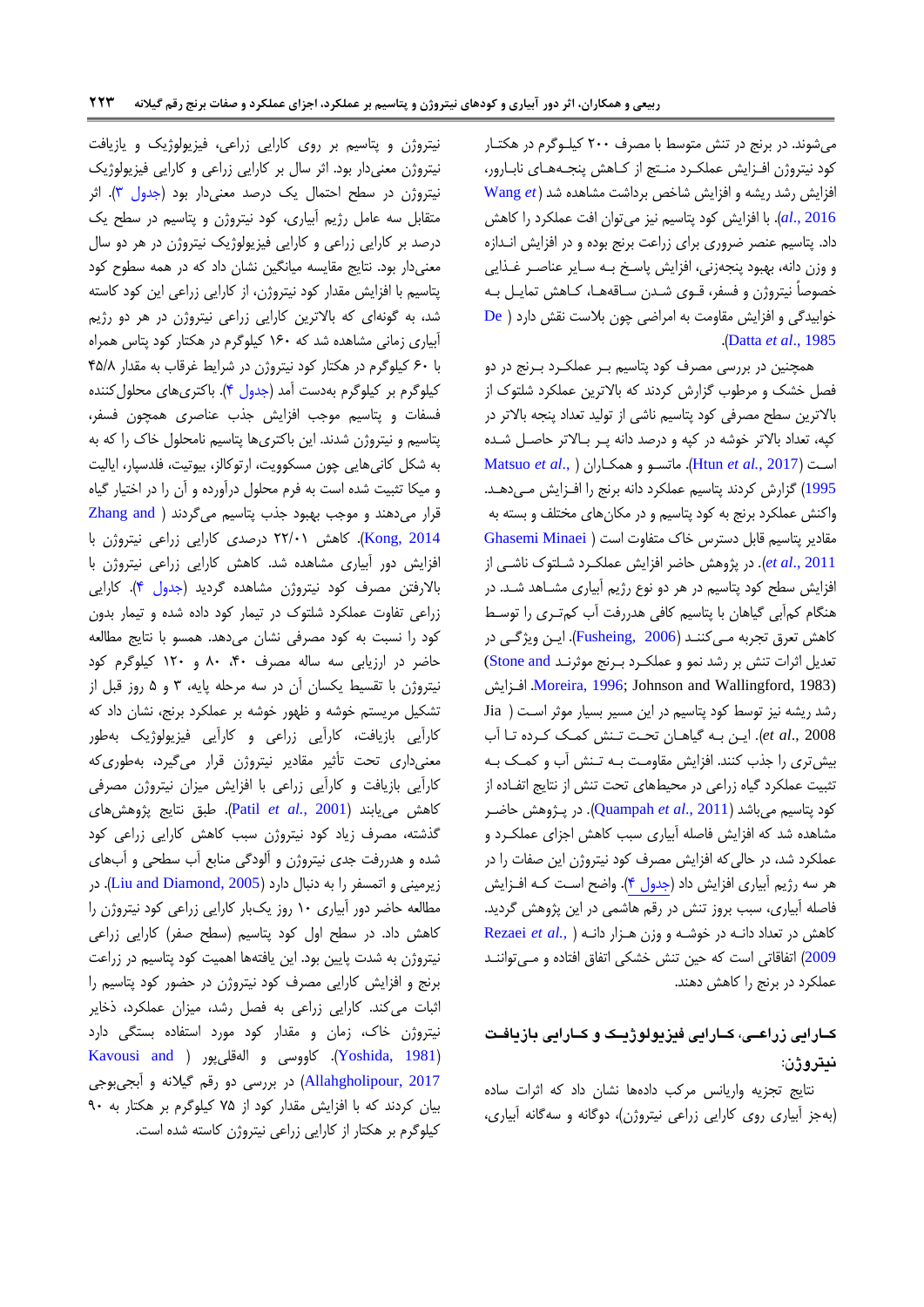می‌شوند. در برنج در تنش متوسط با مصرف ۲۰۰ کیلوگرم در هکتار کود نیتروژن افزایش عملکرد منتج از کاهش پنجه‌های نابارور، افزایش رشد ریشه و افزایش شاخص برداشت مشاهده شد (Wang *et al.*, 2016). با افزایش کود پتاسیم نیز می‌توان افت عملکرد را کاهش داد. پتاسیم عنصر ضروری برای زراعت برنج بوده و در افزایش اندازه و وزن دانه، بهبود پنجه‌زنی، افزایش پاسخ به سایر عناصر غذایی خصوصاً نیتروژن و فسفر، قوی شدن ساقه‌ها، کاهش تمایل به خوابیدگی و افزایش مقاومت به امراضی چون بلاست نقش دارد (De Datta *et al.*, 1985).

همچنین در بررسی مصرف کود پتاسیم بر عملکرد برنج در دو فصل خشک و مرطوب گزارش کردند که بالاترین عملکرد شلتوک از بالاترین سطح مصرفی کود پتاسیم ناشی از تولید تعداد پنجه بالاتر در کپه، تعداد بالاتر خوشه در کپه و درصد دانه پر بالاتر حاصل شده است (Htun *et al.*, 2017). ماتسو و همکاران (Matsuo *et al.*, 1995) گزارش کردند پتاسیم عملکرد دانه برنج را افزایش می‌دهد. واکنش عملکرد برنج به کود پتاسیم و در مکان‌های مختلف و بسته به مقادیر پتاسیم قابل دسترس خاک متفاوت است (Ghasemi Minaei *et al.*, 2011). در پژوهش حاضر افزایش عملکرد شلتوک ناشی از افزایش سطح کود پتاسیم در هر دو نوع رژیم آبیاری مشاهده شد. در هنگام کم‌آبی گیاهان با پتاسیم کافی هدررفت آب کم‌تری را توسط کاهش تعرق تجربه می‌کنند (Fusheing, 2006). این ویژگی در تعدیل اثرات تنش بر رشد نمو و عملکرد برنج موثرند (Stone and Moreira, 1996; Johnson and Wallingford, 1983). افزایش رشد ریشه نیز توسط کود پتاسیم در این مسیر بسیار موثر است (Jia *et al.*, 2008). این به گیاهان تحت تنش کمک کرده تا آب بیش‌تری را جذب کنند. افزایش مقاومت به تنش آب و کمک به تثبیت عملکرد گیاه زراعی در محیط‌های تحت تنش از نتایج استفاده از کود پتاسیم می‌باشد (Quampah *et al.*, 2011). در پژوهش حاضر مشاهده شد که افزایش فاصله آبیاری سبب کاهش اجزای عملکرد و عملکرد شد، در حالی‌که افزایش مصرف کود نیتروژن این صفات را در هر سه رژیم آبیاری افزایش داد (جدول ۴). واضح است که افزایش فاصله آبیاری، سبب بروز تنش در رقم هاشمی در این پژوهش گردید. کاهش در تعداد دانه در خوشه و وزن هزار دانه (Rezaei *et al.*, 2009) اتفاقاتی است که حین تنش خشکی اتفاق افتاده و می‌توانند عملکرد در برنج را کاهش دهند.

## کارایی زراعی، کارایی فیزیولوژیک و کارایی بازیافت نیتروژن:

نتایج تجزیه واریانس مرکب داده‌ها نشان داد که اثرات ساده (به‌جز آبیاری روی کارایی زراعی نیتروژن)، دوگانه و سه‌گانه آبیاری، نیتروژن و پتاسیم بر روی کارایی زراعی، فیزیولوژیک و بازیافت نیتروژن معنی‌دار بود. اثر سال بر کارایی زراعی و کارایی فیزیولوژیک نیتروژن در سطح احتمال یک درصد معنی‌دار بود (جدول ۳). اثر متقابل سه عامل رژیم آبیاری، کود نیتروژن و پتاسیم در سطح یک درصد بر کارایی زراعی و کارایی فیزیولوژیک نیتروژن در هر دو سال معنی‌دار بود. نتایج مقایسه میانگین نشان داد که در همه سطوح کود پتاسیم با افزایش مقدار کود نیتروژن، از کارایی زراعی این کود کاسته شد، به گونه‌ای که بالاترین کارایی زراعی نیتروژن در هر دو رژیم آبیاری زمانی مشاهده شد که ۱۶۰ کیلوگرم در هکتار کود پتاس همراه با ۶۰ کیلوگرم در هکتار کود نیتروژن در شرایط غرقاب به مقدار ۴۵/۸ کیلوگرم بر کیلوگرم به‌دست آمد (جدول ۴). باکتری‌های محلول‌کننده فسفات و پتاسیم موجب افزایش جذب عناصری همچون فسفر، پتاسیم و نیتروژن شدند. این باکتری‌ها پتاسیم نامحلول خاک را که به شکل کانی‌هایی چون مسکوویت، ارتوکلاز، بیوتیت، فلدسپار، ایالیت و میکا تثبیت شده است به فرم محلول درآورده و آن را در اختیار گیاه قرار می‌دهند و موجب بهبود جذب پتاسیم می‌گردند (Zhang and Kong, 2014). کاهش ۲۲/۰۱ درصدی کارایی زراعی نیتروژن با افزایش دور آبیاری مشاهده شد. کاهش کارایی زراعی نیتروژن با بالارفتن مصرف کود نیتروژن مشاهده گردید (جدول ۴). کارایی زراعی تفاوت عملکرد شلتوک در تیمار کود داده شده و تیمار بدون کود را نسبت به کود مصرفی نشان می‌دهد. همسو با نتایج مطالعه حاضر در ارزیابی سه ساله مصرف ۴۰، ۸۰ و ۱۲۰ کیلوگرم کود نیتروژن با تقسیط یکسان آن در سه مرحله پایه، ۳ و ۵ روز قبل از تشکیل مریستم خوشه و ظهور خوشه بر عملکرد برنج، نشان داد که کارآیی بازیافت، کارآیی زراعی و کارآیی فیزیولوژیک به‌طور معنی‌داری تحت تأثیر مقادیر نیتروژن قرار می‌گیرد، به‌طوری‌که کارآیی بازیافت و کارآیی زراعی با افزایش میزان نیتروژن مصرفی کاهش می‌یابند (Patil *et al.*, 2001). طبق نتایج پژوهش‌های گذشته، مصرف زیاد کود نیتروژن سبب کاهش کارایی زراعی کود شده و هدررفت جدی نیتروژن و آلودگی منابع آب سطحی و آب‌های زیرمینی و اتمسفر را به دنبال دارد (Liu and Diamond, 2005). در مطالعه حاضر دور آبیاری ۱۰ روز یک‌بار کارایی زراعی کود نیتروژن را کاهش داد. در سطح اول کود پتاسیم (سطح صفر) کارایی زراعی نیتروژن به شدت پایین بود. این یافته‌ها اهمیت کود پتاسیم در زراعت برنج و افزایش کارایی مصرف کود نیتروژن در حضور کود پتاسیم را اثبات می‌کند. کارایی زراعی به فصل رشد، میزان عملکرد، ذخایر نیتروژن خاک، زمان و مقدار کود مورد استفاده بستگی دارد (Yoshida, 1981). کاووسی و القلی‌پور (Kavousi and Allahgholipour, 2017) در بررسی دو رقم گیلانه و آبجی‌بوجی بیان کردند که با افزایش مقدار کود از ۷۵ کیلوگرم بر هکتار به ۹۰ کیلوگرم بر هکتار از کارایی زراعی نیتروژن کاسته شده است.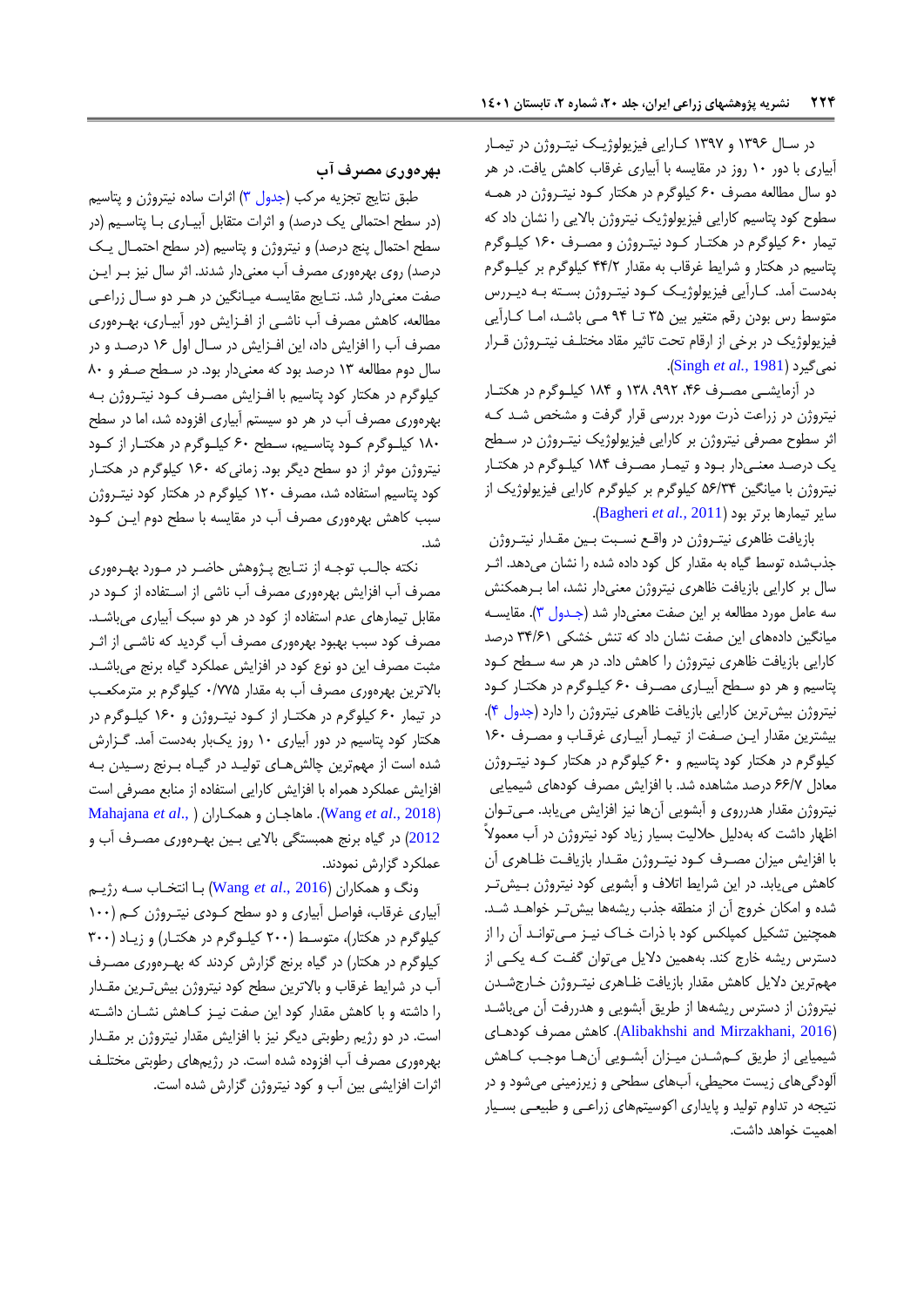در سال ۱۳۹۶ و ۱۳۹۷ کارایی فیزیولوژیک نیتروژن در تیمار آبیاری با دور ۱۰ روز در مقایسه با آبیاری غرقاب کاهش یافت. در هر دو سال مطالعه مصرف ۶۰ کیلوگرم در هکتار کود نیتروژن در همه سطوح کود پتاسیم کارایی فیزیولوژیک نیتروژن بالایی را نشان داد که تیمار ۶۰ کیلوگرم در هکتار کود نیتروژن و مصرف ۱۶۰ کیلوگرم پتاسیم در هکتار و شرایط غرقاب به مقدار ۴۴/۲ کیلوگرم بر کیلوگرم به‌دست آمد. کارآیی فیزیولوژیک کود نیتروژن بسته به دیررس متوسط رس بودن رقم متغیر بین ۳۵ تا ۹۴ می باشد، اما کارآیی فیزیولوژیک در برخی از ارقام تحت تاثیر مقاد مختلف نیتروژن قرار نمی‌گیرد (Singh *et al.*, 1981).

در آزمایشی مصرف ۴۶، ۹۹۲، ۱۳۸ و ۱۸۴ کیلوگرم در هکتار نیتروژن در زراعت ذرت مورد بررسی قرار گرفت و مشخص شد که اثر سطوح مصرفی نیتروژن بر کارایی فیزیولوژیک نیتروژن در سطح یک درصد معنی‌دار بود و تیمار مصرف ۱۸۴ کیلوگرم در هکتار نیتروژن با میانگین ۵۶/۳۴ کیلوگرم بر کیلوگرم کارایی فیزیولوژیک از سایر تیمارها برتر بود (Bagheri *et al.*, 2011).

بازیافت ظاهری نیتروژن در واقع نسبت بین مقدار نیتروژن جذب‌شده توسط گیاه به مقدار کل کود داده شده را نشان می‌دهد. اثر سال بر کارایی بازیافت ظاهری نیتروژن معنی‌دار نشد، اما برهمکنش سه عامل مورد مطالعه بر این صفت معنی‌دار شد (جدول ۳). مقایسه میانگین داده‌های این صفت نشان داد که تنش خشکی ۳۴/۶۱ درصد کارایی بازیافت ظاهری نیتروژن را کاهش داد. در هر سه سطح کود پتاسیم و هر دو سطح آبیاری مصرف ۶۰ کیلوگرم در هکتار کود نیتروژن بیش‌ترین کارایی بازیافت ظاهری نیتروژن را دارد (جدول ۴). بیشترین مقدار این صفت از تیمار آبیاری غرقاب و مصرف ۱۶۰ کیلوگرم در هکتار کود پتاسیم و ۶۰ کیلوگرم در هکتار کود نیتروژن معادل ۶۶/۷ درصد مشاهده شد. با افزایش مصرف کودهای شیمیایی نیتروژن مقدار هدرروی و آبشویی آن‌ها نیز افزایش می‌یابد. می‌توان اظهار داشت که به‌دلیل حلالیت بسیار زیاد کود نیتروژن در آب معمولاً با افزایش میزان مصرف کود نیتروژن مقدار بازیافت ظاهری آن کاهش می‌یابد. در این شرایط اتلاف و آبشویی کود نیتروژن بیش‌تر شده و امکان خروج آن از منطقه جذب ریشه‌ها بیش‌تر خواهد شد. همچنین تشکیل کمپلکس کود با ذرات خاک نیز می‌تواند آن را از دسترس ریشه خارج کند. بههمین دلایل می‌توان گفت که یکی از مهم‌ترین دلایل کاهش مقدار بازیافت ظاهری نیتروژن خارج‌شدن نیتروژن از دسترس ریشه‌ها از طریق آبشویی و هدررفت آن می‌باشد (Alibakhshi and Mirzakhani, 2016). کاهش مصرف کودهای شیمیایی از طریق کم‌شدن میزان آبشویی آن‌ها موجب کاهش آلودگی‌های زیست محیطی، آب‌های سطحی و زیرزمینی می‌شود و در نتیجه در تداوم تولید و پایداری اکوسیستم‌های زراعی و طبیعی بسیار اهمیت خواهد داشت.

### بهره‌وری مصرف آب

طبق نتایج تجزیه مرکب (جدول ۳) اثرات ساده نیتروژن و پتاسیم (در سطح احتمالی یک درصد) و اثرات متقابل آبیاری با پتاسیم (در سطح احتمال پنج درصد) و نیتروژن و پتاسیم (در سطح احتمال یک درصد) روی بهره‌وری مصرف آب معنی‌دار شدند. اثر سال نیز بر این صفت معنی‌دار شد. نتایج مقایسه میانگین در هر دو سال زراعی مطالعه، کاهش مصرف آب ناشی از افزایش دور آبیاری، بهره‌وری مصرف آب را افزایش داد، این افزایش در سال اول ۱۶ درصد و در سال دوم مطالعه ۱۳ درصد بود که معنی‌دار بود. در سطح صفر و ۸۰ کیلوگرم در هکتار کود پتاسیم با افزایش مصرف کود نیتروژن به بهره‌وری مصرف آب در هر دو سیستم آبیاری افزوده شد، اما در سطح ۱۸۰ کیلوگرم کود پتاسیم، سطح ۶۰ کیلوگرم در هکتار از کود نیتروژن موثر از دو سطح دیگر بود. زمانی‌که ۱۶۰ کیلوگرم در هکتار کود پتاسیم استفاده شد، مصرف ۱۲۰ کیلوگرم در هکتار کود نیتروژن سبب کاهش بهره‌وری مصرف آب در مقایسه با سطح دوم این کود شد.

نکته جالب توجه از نتایج پژوهش حاضر در مورد بهره‌وری مصرف آب افزایش بهره‌وری مصرف آب ناشی از استفاده از کود در مقابل تیمارهای عدم استفاده از کود در هر دو سبک آبیاری می‌باشد. مصرف کود سبب بهبود بهره‌وری مصرف آب گردید که ناشی از اثر مثبت مصرف این دو نوع کود در افزایش عملکرد گیاه برنج می‌باشد. بالاترین بهره‌وری مصرف آب به مقدار ۰/۷۷۵ کیلوگرم بر مترمکعب در تیمار ۶۰ کیلوگرم در هکتار از کود نیتروژن و ۱۶۰ کیلوگرم در هکتار کود پتاسیم در دور آبیاری ۱۰ روز یک‌بار به‌دست آمد. گزارش شده است از مهم‌ترین چالش‌های تولید در گیاه برنج رسیدن به افزایش عملکرد همراه با افزایش کارایی استفاده از منابع مصرفی است (Wang *et al.*, 2018). ماهاجان و همکاران (Mahajana *et al.*, 2012) در گیاه برنج همبستگی بالایی بین بهره‌وری مصرف آب و عملکرد گزارش نمودند.

ونگ و همکاران (Wang *et al.*, 2016) با انتخاب سه رژیم آبیاری غرقاب، فواصل آبیاری و دو سطح کودی نیتروژن کم (۱۰۰ کیلوگرم در هکتار)، متوسط (۲۰۰ کیلوگرم در هکتار) و زیاد (۳۰۰ کیلوگرم در هکتار) در گیاه برنج گزارش کردند که بهره‌وری مصرف آب در شرایط غرقاب و بالاترین سطح کود نیتروژن بیش‌ترین مقدار را داشته و با کاهش مقدار کود این صفت نیز کاهش نشان داشته است. در دو رژیم رطوبتی دیگر نیز با افزایش مقدار نیتروژن بر مقدار بهره‌وری مصرف آب افزوده شده است. در رژیم‌های رطوبتی مختلف اثرات افزایشی بین آب و کود نیتروژن گزارش شده است.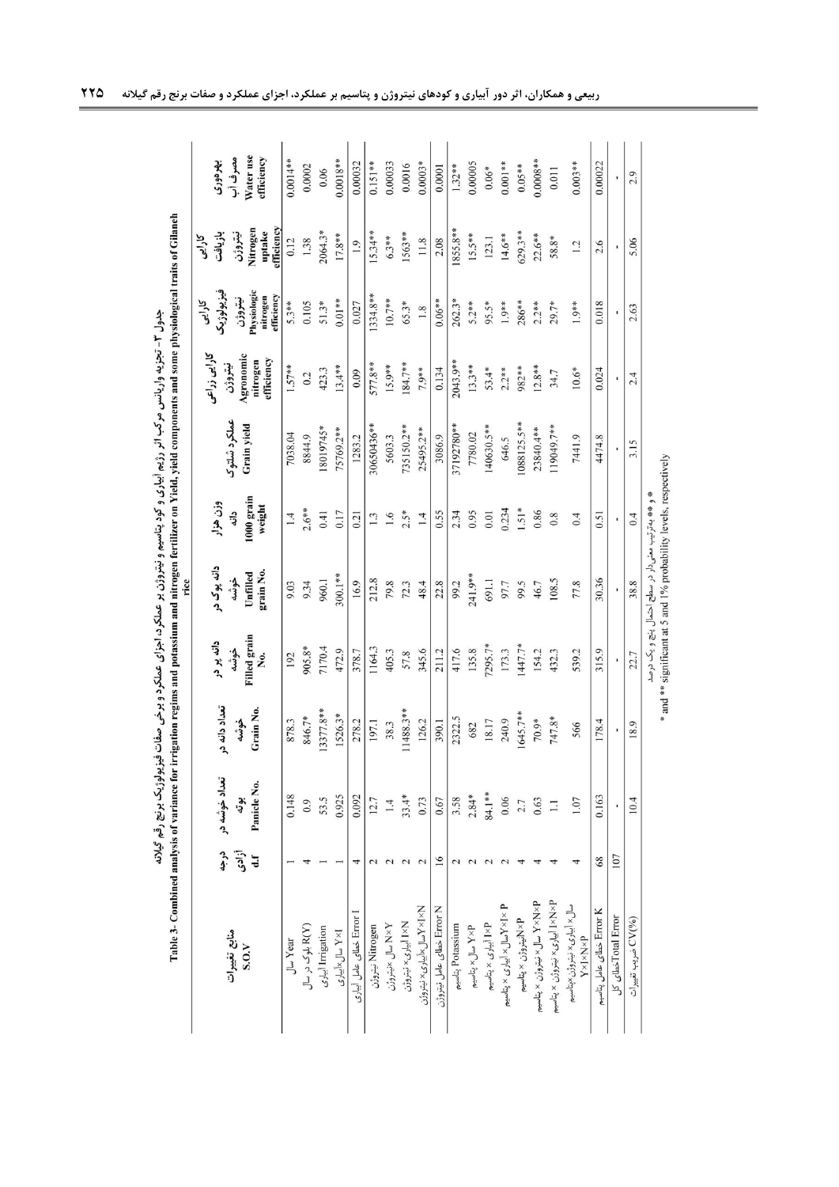جدول ۳- تجزیه واریانس مرکب اثر رژیم آبیاری و کود پتاسیم و نیتروژن بر عملکرد، اجزای عملکرد و برخی صفات فیزیولوژیک برنج رقم گیلانه

Table 3- Combined analysis of variance for irrigation regims and potassium and nitrogen fertilizer on Yield, yield components and some physiological traits of Gilaneh rice

| منابع تغییرات S.O.V | درجه آزادی d.f | تعداد خوشه در بوته Panicle No. | تعداد دانه در خوشه Grain No. | دانه پر در خوشه Filled grain No. | دانه پوک در خوشه Unfilled grain No. | وزن هزار دانه 1000 grain weight | عملکرد شلتوک Grain yield | کارایی زراعی نیتروژن Agronomic nitrogen efficiency | کارایی فیزیولوژیک نیتروژن Physiologic nitrogen efficiency | کارایی بازیافت نیتروژن Nitrogen uptake efficiency | بهره‌وری مصرف آب Water use efficiency |
|---|---|---|---|---|---|---|---|---|---|---|---|
| سال Year | 1 | 0.148 | 878.3 | 192 | 9.03 | 1.4 | 7038.04 | 1.57** | 5.3** | 0.12 | 0.0014** |
| بلوک در سال R(Y) | 4 | 0.9 | 846.7* | 905.8* | 9.34 | 2.6** | 8844.9 | 0.2 | 0.105 | 1.38 | 0.0002 |
| آبیاری Irrigation | 1 | 53.5 | 13377.8** | 7170.4 | 960.1 | 0.41 | 18019745* | 423.3 | 51.3* | 2064.3* | 0.06 |
| سال×آبیاری Y×I | 1 | 0.925 | 1526.3* | 472.9 | 300.1** | 0.17 | 75769.2** | 13.4** | 0.01** | 17.8** | 0.0018** |
| خطای عامل آبیاری Error I | 4 | 0.092 | 278.2 | 378.7 | 16.9 | 0.21 | 1283.2 | 0.09 | 0.027 | 1.9 | 0.00032 |
| نیتروژن Nitrogen | 2 | 12.7 | 197.1 | 1164.3 | 212.8 | 1.3 | 30650436** | 577.8** | 1334.8** | 15.34** | 0.151** |
| سال ×نیتروژن N×Y | 2 | 1.4 | 38.3 | 405.3 | 79.8 | 1.6 | 5603.3 | 15.9** | 10.7** | 6.3** | 0.00033 |
| آبیاری× نیتروژن I×N | 2 | 33.4* | 11488.3** | 57.8 | 72.3 | 2.5* | 735150.2** | 184.7** | 65.3* | 1563** | 0.0016 |
| سال×آبیاری× نیتروژن Y×I×N | 2 | 0.73 | 126.2 | 345.6 | 48.4 | 1.4 | 25495.2** | 7.9** | 1.8 | 11.8 | 0.0003* |
| خطای عامل نیتروژن Error N | 16 | 0.67 | 390.1 | 211.2 | 22.8 | 0.55 | 3086.9 | 0.134 | 0.06** | 2.08 | 0.0001 |
| پتاسیم Potassium | 2 | 3.58 | 2322.5 | 417.6 | 99.2 | 2.34 | 37192780** | 2043.9** | 262.3* | 1855.8** | 1.32** |
| سال× پتاسیم Y×P | 2 | 2.84* | 682 | 135.8 | 241.9** | 0.95 | 7780.02 | 13.3** | 5.2** | 15.5** | 0.00005 |
| آبیاری × پتاسیم I×P | 2 | 84.1** | 18.17 | 7295.7* | 691.1 | 0.01 | 140630.5** | 53.4* | 95.5* | 123.1 | 0.06* |
| سال× آبیاری × پتاسیم Y×I×P | 2 | 0.06 | 240.9 | 173.3 | 97.7 | 0.234 | 646.5 | 2.2** | 1.9** | 14.6** | 0.001** |
| نیتروژن × پتاسیم N×P | 4 | 2.7 | 1645.7** | 1447.7* | 99.5 | 1.51* | 1088125.5** | 982** | 286** | 629.3** | 0.05** |
| سال× نیتروژن × پتاسیم Y×N×P | 4 | 0.63 | 70.9* | 154.2 | 46.7 | 0.86 | 23840.4** | 12.8** | 2.2** | 22.6** | 0.0008** |
| آبیاری× نیتروژن × پتاسیم I×N×P | 4 | 1.1 | 747.8* | 432.3 | 108.5 | 0.8 | 119049.7** | 34.7 | 29.7* | 58.8* | 0.011 |
| سال× آبیاری× نیتروژن×پتاسیم Y×I×N×P | 4 | 1.07 | 566 | 539.2 | 77.8 | 0.4 | 7441.9 | 10.6* | 1.9** | 1.2 | 0.003** |
| خطای عامل پتاسیم Error K | 68 | 0.163 | 178.4 | 315.9 | 30.36 | 0.51 | 4474.8 | 0.024 | 0.018 | 2.6 | 0.00022 |
| خطای کل Total Error | 107 | - | - | - | - | - | - | - | - | - | - |
| ضریب تغییرات CV(%) | | 10.4 | 18.9 | 22.7 | 38.8 | 0.4 | 3.15 | 2.4 | 2.63 | 5.06 | 2.9 |

* و ** به‌ترتیب معنی‌دار در سطح احتمال پنج و یک درصد

* and ** significant at 5 and 1% probability levels, respectively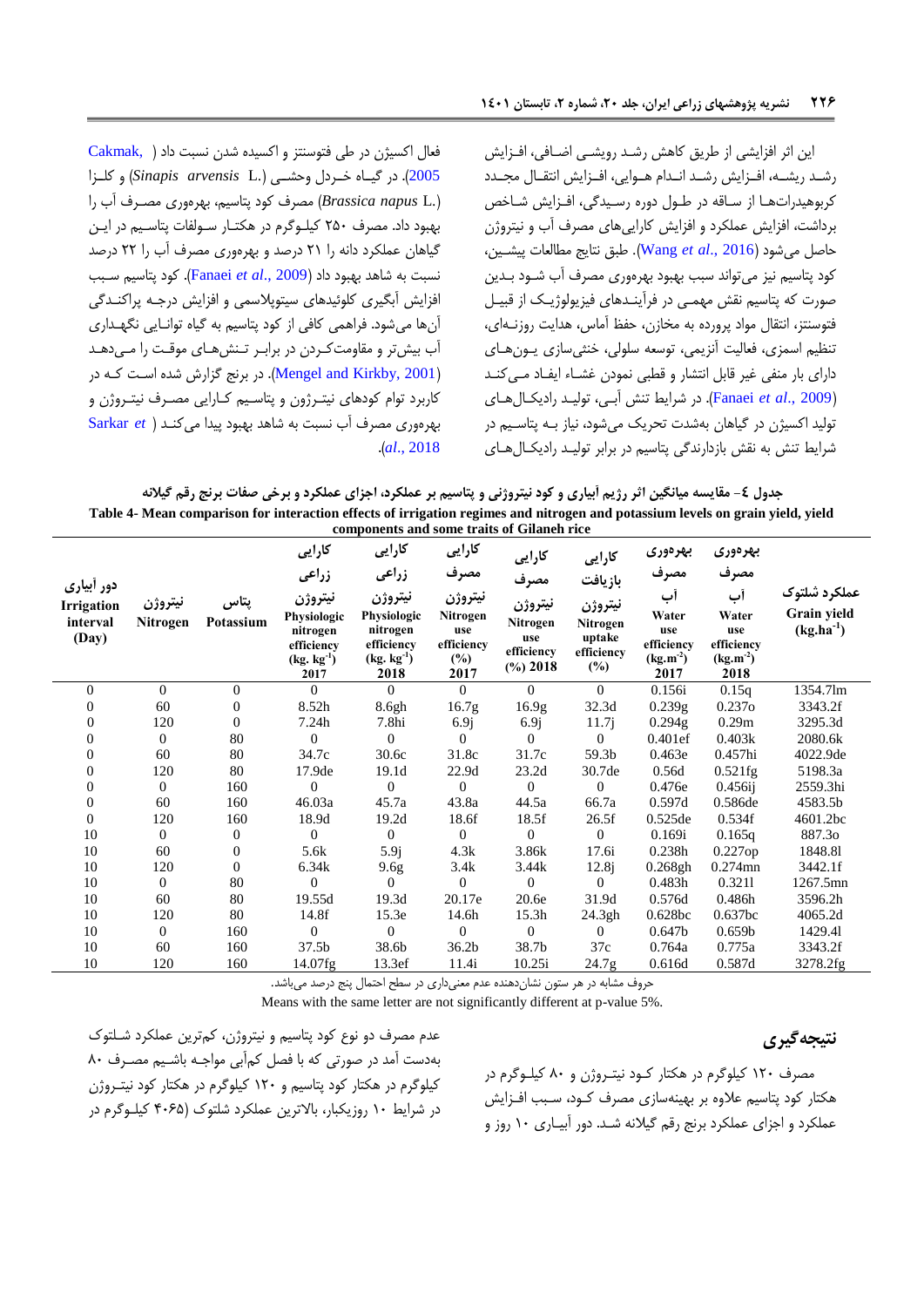این اثر افزایشی از طریق کاهش رشد رویشی اضافی، افزایش رشد ریشه، افزایش رشد اندام هوایی، افزایش انتقال مجدد کربوهیدرات‌ها از ساقه در طول دوره رسیدگی، افزایش شاخص برداشت، افزایش عملکرد و افزایش کارایی‌های مصرف آب و نیتروژن حاصل می‌شود (Wang *et al*., 2016). طبق نتایج مطالعات پیشین، کود پتاسیم نیز می‌تواند سبب بهبود بهره‌وری مصرف آب شود بدین صورت که پتاسیم نقش مهمی در فرآیندهای فیزیولوژیک از قبیل فتوسنتز، انتقال مواد پرورده به مخازن، حفظ آماس، هدایت روزنه‌ای، تنظیم اسمزی، فعالیت آنزیمی، توسعه سلولی، خنثی‌سازی یون‌های دارای بار منفی غیر قابل انتشار و قطبی نمودن غشاء ایفاد می‌کند (Fanaei *et al*., 2009). در شرایط تنش آبی، تولید رادیکال‌های تولید اکسیژن در گیاهان به‌شدت تحریک می‌شود، نیاز به پتاسیم در شرایط تنش به نقش بازدارندگی پتاسیم در برابر تولید رادیکال‌های فعال اکسیژن در طی فتوسنتز و اکسیده شدن نسبت داد (Cakmak, 2005). در گیاه خردل وحشی (*Sinapis arvensis* L.) و کلزا (*Brassica napus* L.) مصرف کود پتاسیم، بهره‌وری مصرف آب را بهبود داد. مصرف ۲۵۰ کیلوگرم در هکتار سولفات پتاسیم در این گیاهان عملکرد دانه را ۲۱ درصد و بهره‌وری مصرف آب را ۲۲ درصد نسبت به شاهد بهبود داد (Fanaei *et al*., 2009). کود پتاسیم سبب افزایش آبگیری کلوئیدهای سیتوپلاسمی و افزایش درجه پراکندگی آن‌ها می‌شود. فراهمی کافی از کود پتاسیم به گیاه توانایی نگهداری آب بیش‌تر و مقاومت‌کردن در برابر تنش‌های موقت را می‌دهد (Mengel and Kirkby, 2001). در برنج گزارش شده است که در کاربرد توام کودهای نیتروژن و پتاسیم کارایی مصرف نیتروژن و بهره‌وری مصرف آب نسبت به شاهد بهبود پیدا می‌کند (Sarkar *et al*., 2018).

جدول ٤- مقایسه میانگین اثر رژیم آبیاری و کود نیتروژنی و پتاسیم بر عملکرد، اجزای عملکرد و برخی صفات برنج رقم گیلانه

**Table 4- Mean comparison for interaction effects of irrigation regimes and nitrogen and potassium levels on grain yield, yield components and some traits of Gilaneh rice**

| دور آبیاری Irrigation interval (Day) | نیتروژن Nitrogen | پتاس Potassium | کارایی زراعی نیتروژن Physiologic nitrogen efficiency ($kg.kg^{-1}$) 2017 | کارایی زراعی نیتروژن Physiologic nitrogen efficiency ($kg.kg^{-1}$) 2018 | کارایی مصرف نیتروژن Nitrogen use efficiency (%) 2017 | کارایی مصرف نیتروژن Nitrogen use efficiency (%) 2018 | کارایی بازیافت نیتروژن Nitrogen uptake efficiency (%) | بهره‌وری مصرف آب Water use efficiency ($kg.m^{-2}$) 2017 | بهره‌وری مصرف آب Water use efficiency ($kg.m^{-2}$) 2018 | عملکرد شلتوک Grain yield ($kg.ha^{-1}$) |
|---|---|---|---|---|---|---|---|---|---|---|
| 0 | 0 | 0 | 0 | 0 | 0 | 0 | 0 | 0.156i | 0.15q | 1354.7lm |
| 0 | 60 | 0 | 8.52h | 8.6gh | 16.7g | 16.9g | 32.3d | 0.239g | 0.237o | 3343.2f |
| 0 | 120 | 0 | 7.24h | 7.8hi | 6.9j | 6.9j | 11.7j | 0.294g | 0.29m | 3295.3d |
| 0 | 0 | 80 | 0 | 0 | 0 | 0 | 0 | 0.401ef | 0.403k | 2080.6k |
| 0 | 60 | 80 | 34.7c | 30.6c | 31.8c | 31.7c | 59.3b | 0.463e | 0.457hi | 4022.9de |
| 0 | 120 | 80 | 17.9de | 19.1d | 22.9d | 23.2d | 30.7de | 0.56d | 0.521fg | 5198.3a |
| 0 | 0 | 160 | 0 | 0 | 0 | 0 | 0 | 0.476e | 0.456ij | 2559.3hi |
| 0 | 60 | 160 | 46.03a | 45.7a | 43.8a | 44.5a | 66.7a | 0.597d | 0.586de | 4583.5b |
| 0 | 120 | 160 | 18.9d | 19.2d | 18.6f | 18.5f | 26.5f | 0.525de | 0.534f | 4601.2bc |
| 10 | 0 | 0 | 0 | 0 | 0 | 0 | 0 | 0.169i | 0.165q | 887.3o |
| 10 | 60 | 0 | 5.6k | 5.9j | 4.3k | 3.86k | 17.6i | 0.238h | 0.227op | 1848.8l |
| 10 | 120 | 0 | 6.34k | 9.6g | 3.4k | 3.44k | 12.8j | 0.268gh | 0.274mn | 3442.1f |
| 10 | 0 | 80 | 0 | 0 | 0 | 0 | 0 | 0.483h | 0.321l | 1267.5mn |
| 10 | 60 | 80 | 19.55d | 19.3d | 20.17e | 20.6e | 31.9d | 0.576d | 0.486h | 3596.2h |
| 10 | 120 | 80 | 14.8f | 15.3e | 14.6h | 15.3h | 24.3gh | 0.628bc | 0.637bc | 4065.2d |
| 10 | 0 | 160 | 0 | 0 | 0 | 0 | 0 | 0.647b | 0.659b | 1429.4l |
| 10 | 60 | 160 | 37.5b | 38.6b | 36.2b | 38.7b | 37c | 0.764a | 0.775a | 3343.2f |
| 10 | 120 | 160 | 14.07fg | 13.3ef | 11.4i | 10.25i | 24.7g | 0.616d | 0.587d | 3278.2fg |

حروف مشابه در هر ستون نشان‌دهنده عدم معنی‌داری در سطح احتمال پنج درصد می‌باشد.

Means with the same letter are not significantly different at p-value 5%.

## نتیجه‌گیری

مصرف ۱۲۰ کیلوگرم در هکتار کود نیتروژن و ۸۰ کیلوگرم در هکتار کود پتاسیم علاوه بر بهینه‌سازی مصرف کود، سبب افزایش عملکرد و اجزای عملکرد برنج رقم گیلانه شد. دور آبیاری ۱۰ روز و عدم مصرف دو نوع کود پتاسیم و نیتروژن، کم‌ترین عملکرد شلتوک به‌دست آمد در صورتی که با فصل کم‌آبی مواجه باشیم مصرف ۸۰ کیلوگرم در هکتار کود پتاسیم و ۱۲۰ کیلوگرم در هکتار کود نیتروژن در شرایط ۱۰ روزیکبار، بالاترین عملکرد شلتوک (۴۰۶۵ کیلوگرم در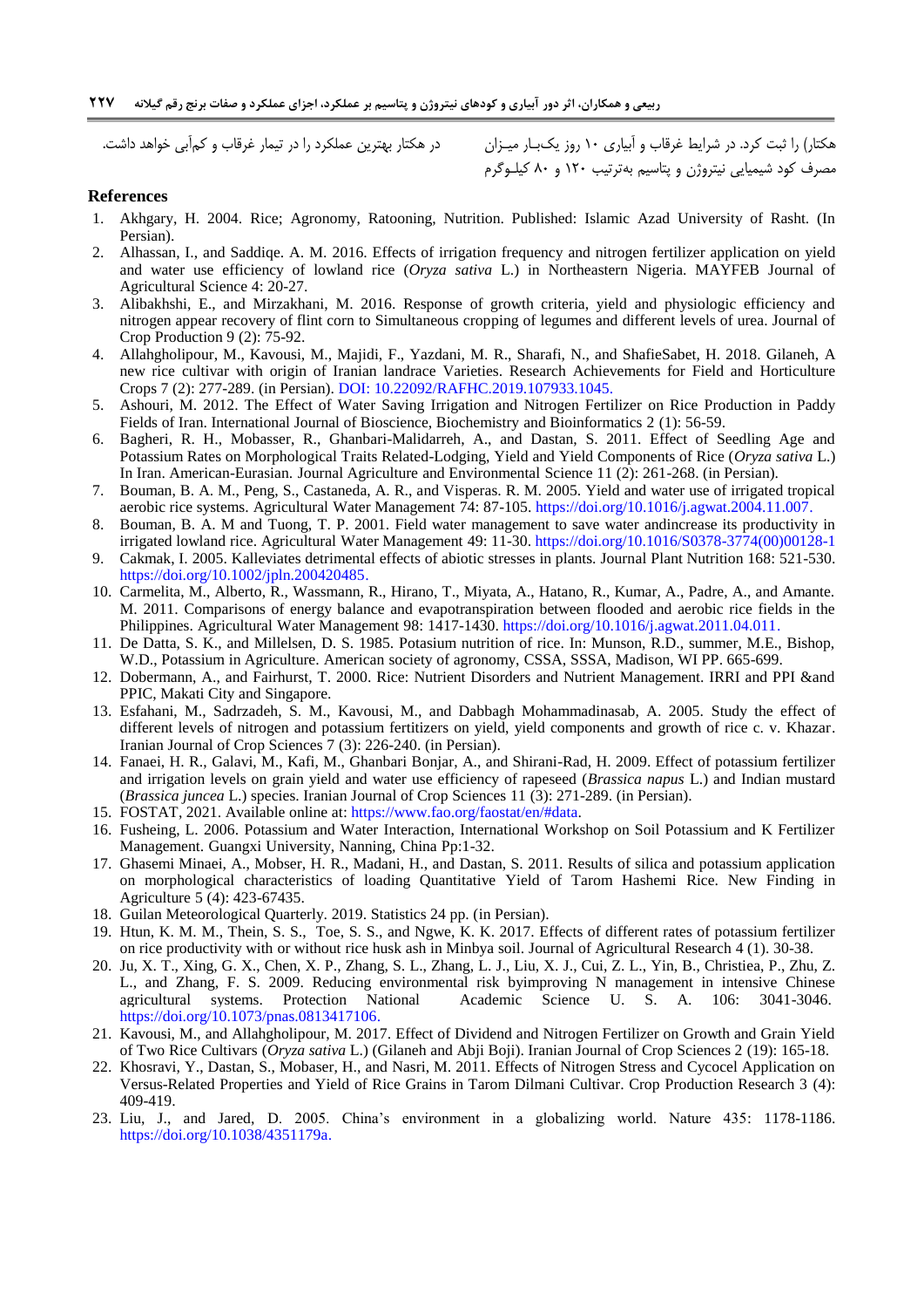هکتار) را ثبت کرد. در شرایط غرقاب و آبیاری ۱۰ روز یک‌بـار میـزان مصرف کود شیمیایی نیتروژن و پتاسیم به‌ترتیب ۱۲۰ و ۸۰ کیلـوگرم در هکتار بهترین عملکرد را در تیمار غرقاب و کم‌آبی خواهد داشت.

## References

1. Akhgary, H. 2004. Rice; Agronomy, Ratooning, Nutrition. Published: Islamic Azad University of Rasht. (In Persian).
2. Alhassan, I., and Saddiqe. A. M. 2016. Effects of irrigation frequency and nitrogen fertilizer application on yield and water use efficiency of lowland rice (*Oryza sativa* L.) in Northeastern Nigeria. MAYFEB Journal of Agricultural Science 4: 20-27.
3. Alibakhshi, E., and Mirzakhani, M. 2016. Response of growth criteria, yield and physiologic efficiency and nitrogen appear recovery of flint corn to Simultaneous cropping of legumes and different levels of urea. Journal of Crop Production 9 (2): 75-92.
4. Allahgholipour, M., Kavousi, M., Majidi, F., Yazdani, M. R., Sharafi, N., and ShafieSabet, H. 2018. Gilaneh, A new rice cultivar with origin of Iranian landrace Varieties. Research Achievements for Field and Horticulture Crops 7 (2): 277-289. (in Persian). DOI: 10.22092/RAFHC.2019.107933.1045.
5. Ashouri, M. 2012. The Effect of Water Saving Irrigation and Nitrogen Fertilizer on Rice Production in Paddy Fields of Iran. International Journal of Bioscience, Biochemistry and Bioinformatics 2 (1): 56-59.
6. Bagheri, R. H., Mobasser, R., Ghanbari-Malidarreh, A., and Dastan, S. 2011. Effect of Seedling Age and Potassium Rates on Morphological Traits Related-Lodging, Yield and Yield Components of Rice (*Oryza sativa* L.) In Iran. American-Eurasian. Journal Agriculture and Environmental Science 11 (2): 261-268. (in Persian).
7. Bouman, B. A. M., Peng, S., Castaneda, A. R., and Visperas. R. M. 2005. Yield and water use of irrigated tropical aerobic rice systems. Agricultural Water Management 74: 87-105. https://doi.org/10.1016/j.agwat.2004.11.007.
8. Bouman, B. A. M and Tuong, T. P. 2001. Field water management to save water andincrease its productivity in irrigated lowland rice. Agricultural Water Management 49: 11-30. https://doi.org/10.1016/S0378-3774(00)00128-1
9. Cakmak, I. 2005. Kalleviates detrimental effects of abiotic stresses in plants. Journal Plant Nutrition 168: 521-530. https://doi.org/10.1002/jpln.200420485.
10. Carmelita, M., Alberto, R., Wassmann, R., Hirano, T., Miyata, A., Hatano, R., Kumar, A., Padre, A., and Amante. M. 2011. Comparisons of energy balance and evapotranspiration between flooded and aerobic rice fields in the Philippines. Agricultural Water Management 98: 1417-1430. https://doi.org/10.1016/j.agwat.2011.04.011.
11. De Datta, S. K., and Millelsen, D. S. 1985. Potasium nutrition of rice. In: Munson, R.D., summer, M.E., Bishop, W.D., Potassium in Agriculture. American society of agronomy, CSSA, SSSA, Madison, WI PP. 665-699.
12. Dobermann, A., and Fairhurst, T. 2000. Rice: Nutrient Disorders and Nutrient Management. IRRI and PPI &and PPIC, Makati City and Singapore.
13. Esfahani, M., Sadrzadeh, S. M., Kavousi, M., and Dabbagh Mohammadinasab, A. 2005. Study the effect of different levels of nitrogen and potassium fertitizers on yield, yield components and growth of rice c. v. Khazar. Iranian Journal of Crop Sciences 7 (3): 226-240. (in Persian).
14. Fanaei, H. R., Galavi, M., Kafi, M., Ghanbari Bonjar, A., and Shirani-Rad, H. 2009. Effect of potassium fertilizer and irrigation levels on grain yield and water use efficiency of rapeseed (*Brassica napus* L.) and Indian mustard (*Brassica juncea* L.) species. Iranian Journal of Crop Sciences 11 (3): 271-289. (in Persian).
15. FOSTAT, 2021. Available online at: https://www.fao.org/faostat/en/#data.
16. Fusheing, L. 2006. Potassium and Water Interaction, International Workshop on Soil Potassium and K Fertilizer Management. Guangxi University, Nanning, China Pp:1-32.
17. Ghasemi Minaei, A., Mobser, H. R., Madani, H., and Dastan, S. 2011. Results of silica and potassium application on morphological characteristics of loading Quantitative Yield of Tarom Hashemi Rice. New Finding in Agriculture 5 (4): 423-67435.
18. Guilan Meteorological Quarterly. 2019. Statistics 24 pp. (in Persian).
19. Htun, K. M. M., Thein, S. S., Toe, S. S., and Ngwe, K. K. 2017. Effects of different rates of potassium fertilizer on rice productivity with or without rice husk ash in Minbya soil. Journal of Agricultural Research 4 (1). 30-38.
20. Ju, X. T., Xing, G. X., Chen, X. P., Zhang, S. L., Zhang, L. J., Liu, X. J., Cui, Z. L., Yin, B., Christiea, P., Zhu, Z. L., and Zhang, F. S. 2009. Reducing environmental risk byimproving N management in intensive Chinese agricultural systems. Protection National Academic Science U. S. A. 106: 3041-3046. https://doi.org/10.1073/pnas.0813417106.
21. Kavousi, M., and Allahgholipour, M. 2017. Effect of Dividend and Nitrogen Fertilizer on Growth and Grain Yield of Two Rice Cultivars (*Oryza sativa* L.) (Gilaneh and Abji Boji). Iranian Journal of Crop Sciences 2 (19): 165-18.
22. Khosravi, Y., Dastan, S., Mobaser, H., and Nasri, M. 2011. Effects of Nitrogen Stress and Cycocel Application on Versus-Related Properties and Yield of Rice Grains in Tarom Dilmani Cultivar. Crop Production Research 3 (4): 409-419.
23. Liu, J., and Jared, D. 2005. China's environment in a globalizing world. Nature 435: 1178-1186. https://doi.org/10.1038/4351179a.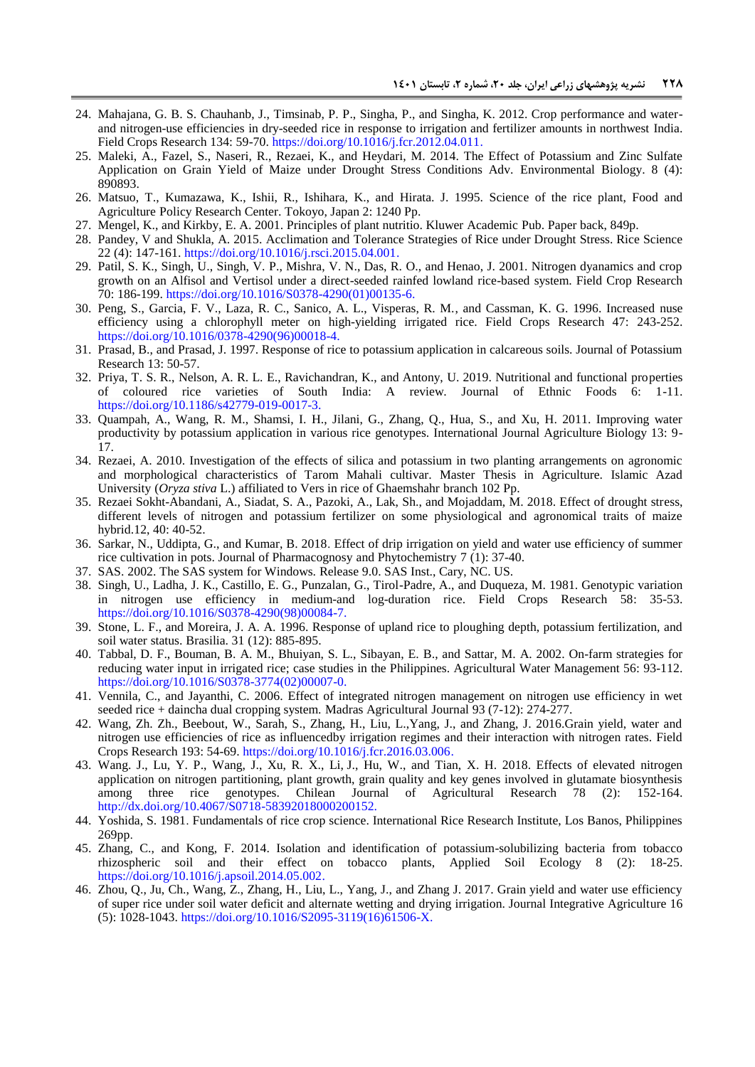24. Mahajana, G. B. S. Chauhanb, J., Timsinab, P. P., Singha, P., and Singha, K. 2012. Crop performance and water- and nitrogen-use efficiencies in dry-seeded rice in response to irrigation and fertilizer amounts in northwest India. Field Crops Research 134: 59-70. https://doi.org/10.1016/j.fcr.2012.04.011.
25. Maleki, A., Fazel, S., Naseri, R., Rezaei, K., and Heydari, M. 2014. The Effect of Potassium and Zinc Sulfate Application on Grain Yield of Maize under Drought Stress Conditions Adv. Environmental Biology. 8 (4): 890893.
26. Matsuo, T., Kumazawa, K., Ishii, R., Ishihara, K., and Hirata. J. 1995. Science of the rice plant, Food and Agriculture Policy Research Center. Tokoyo, Japan 2: 1240 Pp.
27. Mengel, K., and Kirkby, E. A. 2001. Principles of plant nutritio. Kluwer Academic Pub. Paper back, 849p.
28. Pandey, V and Shukla, A. 2015. Acclimation and Tolerance Strategies of Rice under Drought Stress. Rice Science 22 (4): 147-161. https://doi.org/10.1016/j.rsci.2015.04.001.
29. Patil, S. K., Singh, U., Singh, V. P., Mishra, V. N., Das, R. O., and Henao, J. 2001. Nitrogen dyanamics and crop growth on an Alfisol and Vertisol under a direct-seeded rainfed lowland rice-based system. Field Crop Research 70: 186-199. https://doi.org/10.1016/S0378-4290(01)00135-6.
30. Peng, S., Garcia, F. V., Laza, R. C., Sanico, A. L., Visperas, R. M., and Cassman, K. G. 1996. Increased nuse efficiency using a chlorophyll meter on high-yielding irrigated rice. Field Crops Research 47: 243-252. https://doi.org/10.1016/0378-4290(96)00018-4.
31. Prasad, B., and Prasad, J. 1997. Response of rice to potassium application in calcareous soils. Journal of Potassium Research 13: 50-57.
32. Priya, T. S. R., Nelson, A. R. L. E., Ravichandran, K., and Antony, U. 2019. Nutritional and functional properties of coloured rice varieties of South India: A review. Journal of Ethnic Foods 6: 1-11. https://doi.org/10.1186/s42779-019-0017-3.
33. Quampah, A., Wang, R. M., Shamsi, I. H., Jilani, G., Zhang, Q., Hua, S., and Xu, H. 2011. Improving water productivity by potassium application in various rice genotypes. International Journal Agriculture Biology 13: 9-17.
34. Rezaei, A. 2010. Investigation of the effects of silica and potassium in two planting arrangements on agronomic and morphological characteristics of Tarom Mahali cultivar. Master Thesis in Agriculture. Islamic Azad University (*Oryza stiva* L.) affiliated to Vers in rice of Ghaemshahr branch 102 Pp.
35. Rezaei Sokht-Abandani, A., Siadat, S. A., Pazoki, A., Lak, Sh., and Mojaddam, M. 2018. Effect of drought stress, different levels of nitrogen and potassium fertilizer on some physiological and agronomical traits of maize hybrid.12, 40: 40-52.
36. Sarkar, N., Uddipta, G., and Kumar, B. 2018. Effect of drip irrigation on yield and water use efficiency of summer rice cultivation in pots. Journal of Pharmacognosy and Phytochemistry 7 (1): 37-40.
37. SAS. 2002. The SAS system for Windows. Release 9.0. SAS Inst., Cary, NC. US.
38. Singh, U., Ladha, J. K., Castillo, E. G., Punzalan, G., Tirol-Padre, A., and Duqueza, M. 1981. Genotypic variation in nitrogen use efficiency in medium-and log-duration rice. Field Crops Research 58: 35-53. https://doi.org/10.1016/S0378-4290(98)00084-7.
39. Stone, L. F., and Moreira, J. A. A. 1996. Response of upland rice to ploughing depth, potassium fertilization, and soil water status. Brasilia. 31 (12): 885-895.
40. Tabbal, D. F., Bouman, B. A. M., Bhuiyan, S. L., Sibayan, E. B., and Sattar, M. A. 2002. On-farm strategies for reducing water input in irrigated rice; case studies in the Philippines. Agricultural Water Management 56: 93-112. https://doi.org/10.1016/S0378-3774(02)00007-0.
41. Vennila, C., and Jayanthi, C. 2006. Effect of integrated nitrogen management on nitrogen use efficiency in wet seeded rice + daincha dual cropping system. Madras Agricultural Journal 93 (7-12): 274-277.
42. Wang, Zh. Zh., Beebout, W., Sarah, S., Zhang, H., Liu, L.,Yang, J., and Zhang, J. 2016.Grain yield, water and nitrogen use efficiencies of rice as influencedby irrigation regimes and their interaction with nitrogen rates. Field Crops Research 193: 54-69. https://doi.org/10.1016/j.fcr.2016.03.006.
43. Wang. J., Lu, Y. P., Wang, J., Xu, R. X., Li, J., Hu, W., and Tian, X. H. 2018. Effects of elevated nitrogen application on nitrogen partitioning, plant growth, grain quality and key genes involved in glutamate biosynthesis among three rice genotypes. Chilean Journal of Agricultural Research 78 (2): 152-164. http://dx.doi.org/10.4067/S0718-58392018000200152.
44. Yoshida, S. 1981. Fundamentals of rice crop science. International Rice Research Institute, Los Banos, Philippines 269pp.
45. Zhang, C., and Kong, F. 2014. Isolation and identification of potassium-solubilizing bacteria from tobacco rhizospheric soil and their effect on tobacco plants, Applied Soil Ecology 8 (2): 18-25. https://doi.org/10.1016/j.apsoil.2014.05.002.
46. Zhou, Q., Ju, Ch., Wang, Z., Zhang, H., Liu, L., Yang, J., and Zhang J. 2017. Grain yield and water use efficiency of super rice under soil water deficit and alternate wetting and drying irrigation. Journal Integrative Agriculture 16 (5): 1028-1043. https://doi.org/10.1016/S2095-3119(16)61506-X.